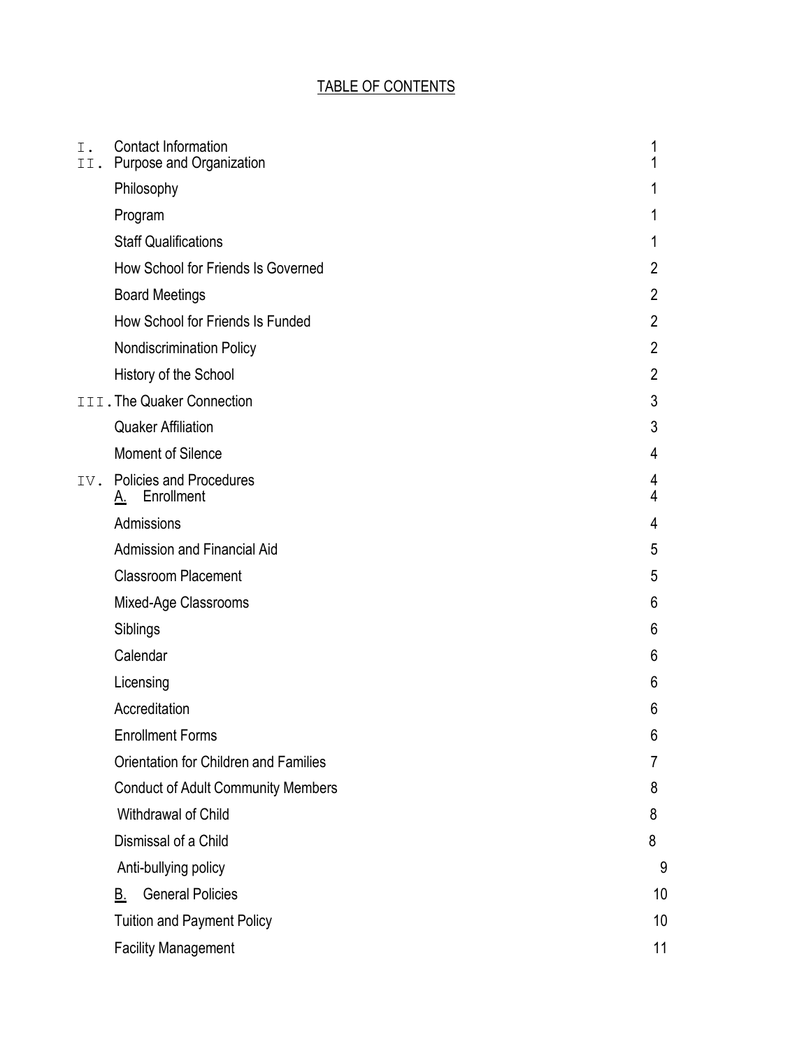# TABLE OF CONTENTS

| | | |
|---|---|---|
| I. | Contact Information | 1 |
| II. | Purpose and Organization | 1 |
| | Philosophy | 1 |
| | Program | 1 |
| | Staff Qualifications | 1 |
| | How School for Friends Is Governed | 2 |
| | Board Meetings | 2 |
| | How School for Friends Is Funded | 2 |
| | Nondiscrimination Policy | 2 |
| | History of the School | 2 |
| III. | The Quaker Connection | 3 |
| | Quaker Affiliation | 3 |
| | Moment of Silence | 4 |
| IV. | Policies and Procedures | 4 |
| | A. Enrollment | 4 |
| | Admissions | 4 |
| | Admission and Financial Aid | 5 |
| | Classroom Placement | 5 |
| | Mixed-Age Classrooms | 6 |
| | Siblings | 6 |
| | Calendar | 6 |
| | Licensing | 6 |
| | Accreditation | 6 |
| | Enrollment Forms | 6 |
| | Orientation for Children and Families | 7 |
| | Conduct of Adult Community Members | 8 |
| | Withdrawal of Child | 8 |
| | Dismissal of a Child | 8 |
| | Anti-bullying policy | 9 |
| | B. General Policies | 10 |
| | Tuition and Payment Policy | 10 |
| | Facility Management | 11 |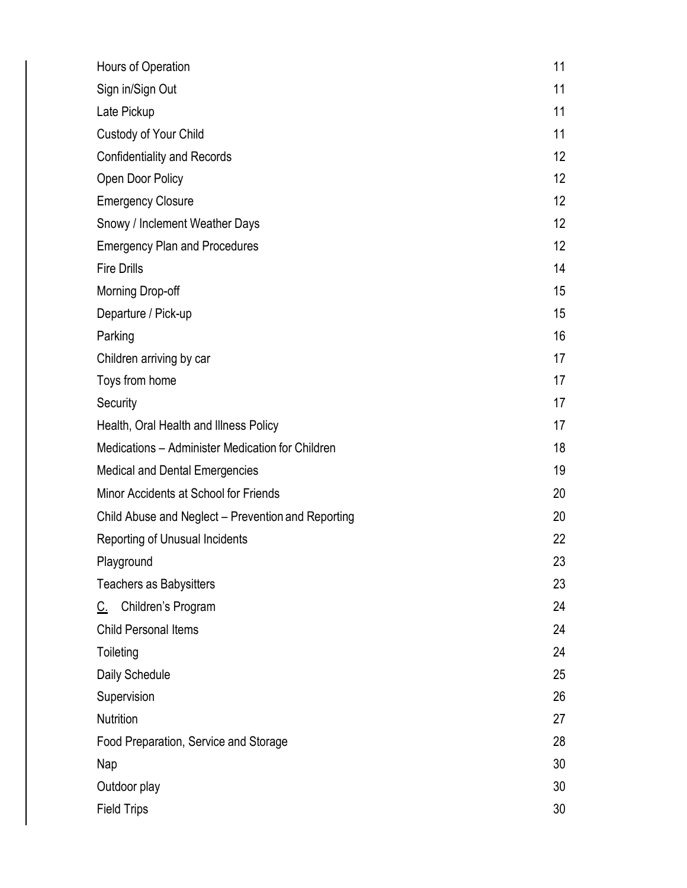| | |
|---|---|
| Hours of Operation | 11 |
| Sign in/Sign Out | 11 |
| Late Pickup | 11 |
| Custody of Your Child | 11 |
| Confidentiality and Records | 12 |
| Open Door Policy | 12 |
| Emergency Closure | 12 |
| Snowy / Inclement Weather Days | 12 |
| Emergency Plan and Procedures | 12 |
| Fire Drills | 14 |
| Morning Drop-off | 15 |
| Departure / Pick-up | 15 |
| Parking | 16 |
| Children arriving by car | 17 |
| Toys from home | 17 |
| Security | 17 |
| Health, Oral Health and Illness Policy | 17 |
| Medications – Administer Medication for Children | 18 |
| Medical and Dental Emergencies | 19 |
| Minor Accidents at School for Friends | 20 |
| Child Abuse and Neglect – Prevention and Reporting | 20 |
| Reporting of Unusual Incidents | 22 |
| Playground | 23 |
| Teachers as Babysitters | 23 |
| C. Children's Program | 24 |
| Child Personal Items | 24 |
| Toileting | 24 |
| Daily Schedule | 25 |
| Supervision | 26 |
| Nutrition | 27 |
| Food Preparation, Service and Storage | 28 |
| Nap | 30 |
| Outdoor play | 30 |
| Field Trips | 30 |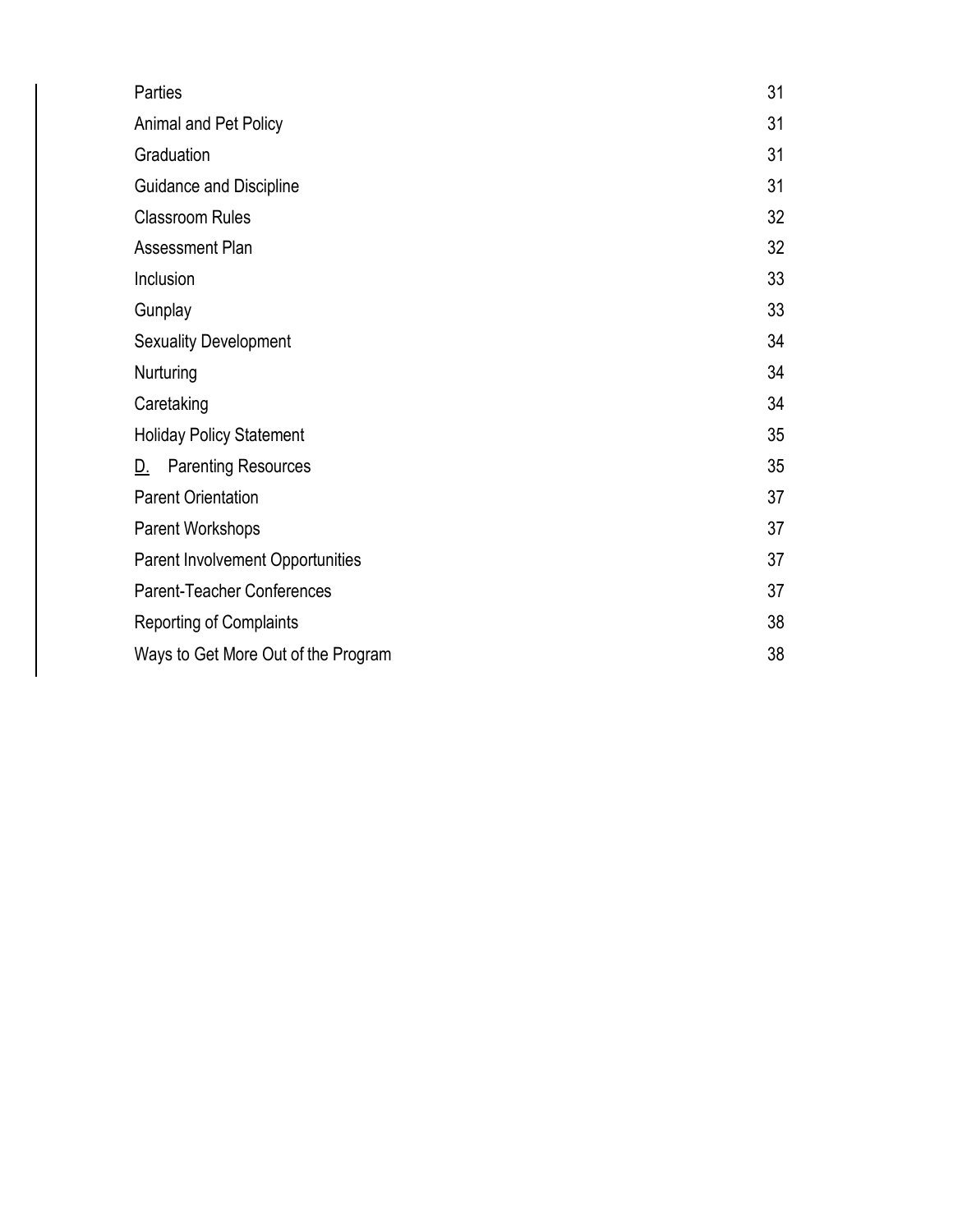| | |
|---|---|
| Parties | 31 |
| Animal and Pet Policy | 31 |
| Graduation | 31 |
| Guidance and Discipline | 31 |
| Classroom Rules | 32 |
| Assessment Plan | 32 |
| Inclusion | 33 |
| Gunplay | 33 |
| Sexuality Development | 34 |
| Nurturing | 34 |
| Caretaking | 34 |
| Holiday Policy Statement | 35 |
| D. Parenting Resources | 35 |
| Parent Orientation | 37 |
| Parent Workshops | 37 |
| Parent Involvement Opportunities | 37 |
| Parent-Teacher Conferences | 37 |
| Reporting of Complaints | 38 |
| Ways to Get More Out of the Program | 38 |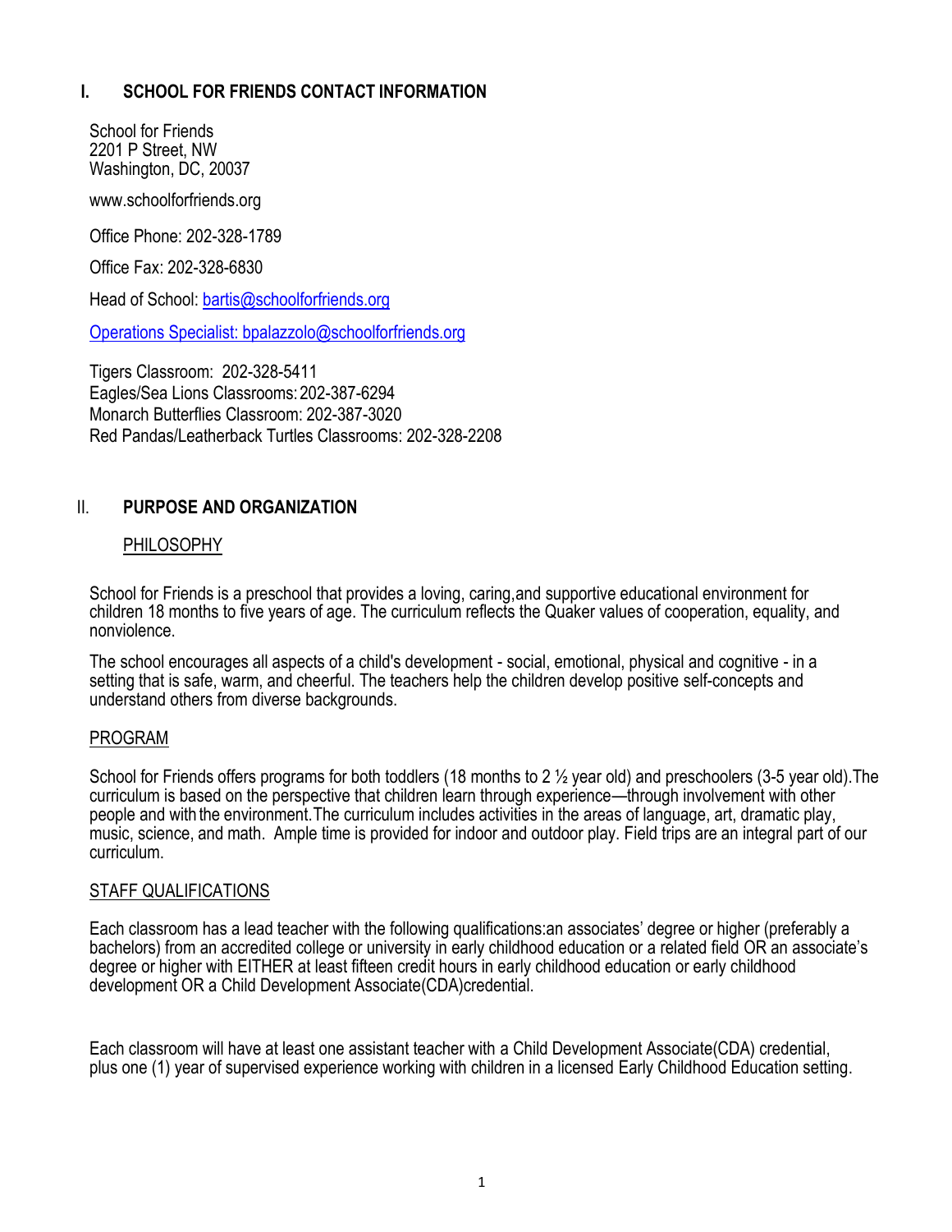## I. SCHOOL FOR FRIENDS CONTACT INFORMATION

School for Friends
2201 P Street, NW
Washington, DC, 20037

www.schoolforfriends.org

Office Phone: 202-328-1789

Office Fax: 202-328-6830

Head of School: bartis@schoolforfriends.org

Operations Specialist: bpalazzolo@schoolforfriends.org

Tigers Classroom: 202-328-5411
Eagles/Sea Lions Classrooms: 202-387-6294
Monarch Butterflies Classroom: 202-387-3020
Red Pandas/Leatherback Turtles Classrooms: 202-328-2208

## II. PURPOSE AND ORGANIZATION

### PHILOSOPHY

School for Friends is a preschool that provides a loving, caring, and supportive educational environment for children 18 months to five years of age. The curriculum reflects the Quaker values of cooperation, equality, and nonviolence.

The school encourages all aspects of a child's development - social, emotional, physical and cognitive - in a setting that is safe, warm, and cheerful. The teachers help the children develop positive self-concepts and understand others from diverse backgrounds.

### PROGRAM

School for Friends offers programs for both toddlers (18 months to 2 ½ year old) and preschoolers (3-5 year old). The curriculum is based on the perspective that children learn through experience—through involvement with other people and with the environment. The curriculum includes activities in the areas of language, art, dramatic play, music, science, and math. Ample time is provided for indoor and outdoor play. Field trips are an integral part of our curriculum.

### STAFF QUALIFICATIONS

Each classroom has a lead teacher with the following qualifications: an associates' degree or higher (preferably a bachelors) from an accredited college or university in early childhood education or a related field OR an associate's degree or higher with EITHER at least fifteen credit hours in early childhood education or early childhood development OR a Child Development Associate (CDA) credential.

Each classroom will have at least one assistant teacher with a Child Development Associate (CDA) credential, plus one (1) year of supervised experience working with children in a licensed Early Childhood Education setting.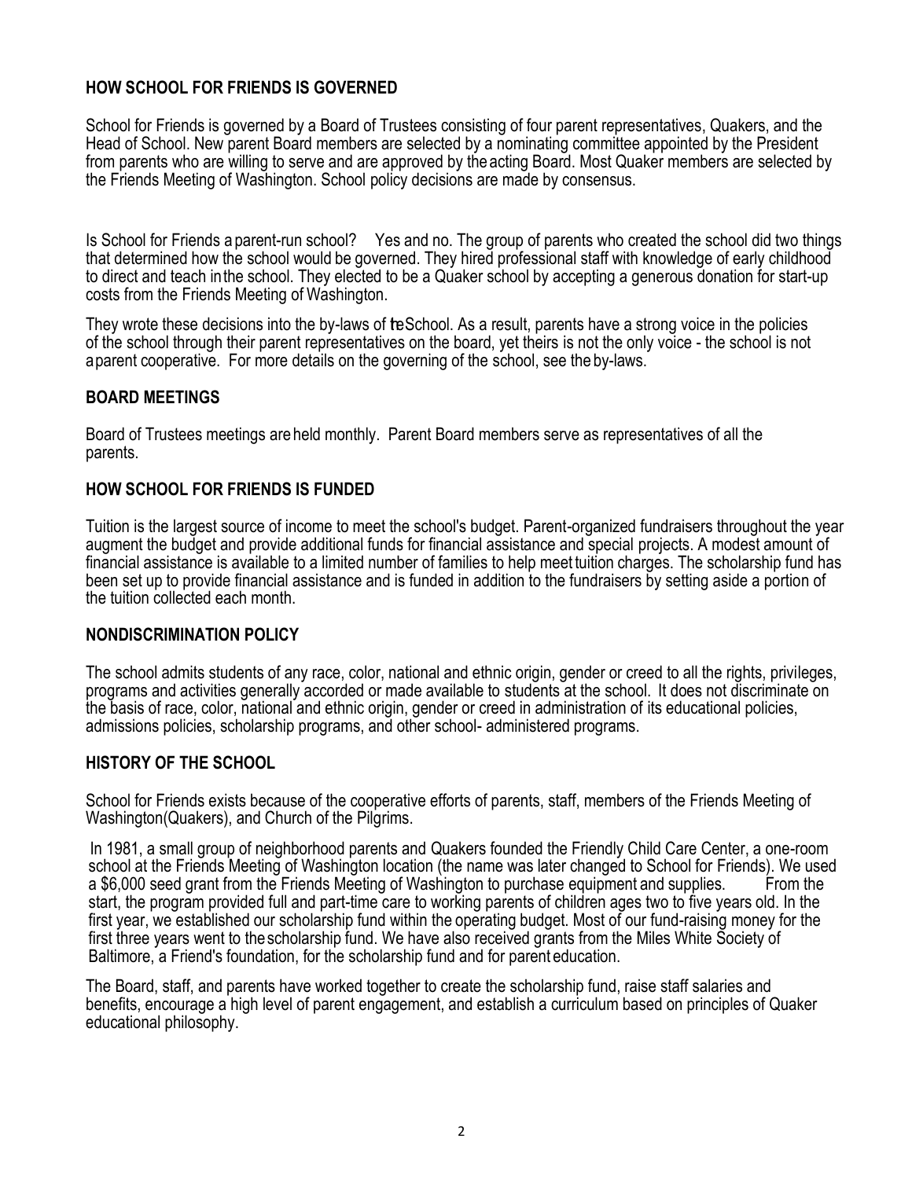## HOW SCHOOL FOR FRIENDS IS GOVERNED

School for Friends is governed by a Board of Trustees consisting of four parent representatives, Quakers, and the Head of School. New parent Board members are selected by a nominating committee appointed by the President from parents who are willing to serve and are approved by the acting Board. Most Quaker members are selected by the Friends Meeting of Washington. School policy decisions are made by consensus.

Is School for Friends a parent-run school? Yes and no. The group of parents who created the school did two things that determined how the school would be governed. They hired professional staff with knowledge of early childhood to direct and teach in the school. They elected to be a Quaker school by accepting a generous donation for start-up costs from the Friends Meeting of Washington.

They wrote these decisions into the by-laws of the School. As a result, parents have a strong voice in the policies of the school through their parent representatives on the board, yet theirs is not the only voice - the school is not a parent cooperative. For more details on the governing of the school, see the by-laws.

## BOARD MEETINGS

Board of Trustees meetings are held monthly. Parent Board members serve as representatives of all the parents.

## HOW SCHOOL FOR FRIENDS IS FUNDED

Tuition is the largest source of income to meet the school's budget. Parent-organized fundraisers throughout the year augment the budget and provide additional funds for financial assistance and special projects. A modest amount of financial assistance is available to a limited number of families to help meet tuition charges. The scholarship fund has been set up to provide financial assistance and is funded in addition to the fundraisers by setting aside a portion of the tuition collected each month.

## NONDISCRIMINATION POLICY

The school admits students of any race, color, national and ethnic origin, gender or creed to all the rights, privileges, programs and activities generally accorded or made available to students at the school. It does not discriminate on the basis of race, color, national and ethnic origin, gender or creed in administration of its educational policies, admissions policies, scholarship programs, and other school- administered programs.

## HISTORY OF THE SCHOOL

School for Friends exists because of the cooperative efforts of parents, staff, members of the Friends Meeting of Washington(Quakers), and Church of the Pilgrims.

In 1981, a small group of neighborhood parents and Quakers founded the Friendly Child Care Center, a one-room school at the Friends Meeting of Washington location (the name was later changed to School for Friends). We used a $6,000 seed grant from the Friends Meeting of Washington to purchase equipment and supplies. From the start, the program provided full and part-time care to working parents of children ages two to five years old. In the first year, we established our scholarship fund within the operating budget. Most of our fund-raising money for the first three years went to the scholarship fund. We have also received grants from the Miles White Society of Baltimore, a Friend's foundation, for the scholarship fund and for parent education.

The Board, staff, and parents have worked together to create the scholarship fund, raise staff salaries and benefits, encourage a high level of parent engagement, and establish a curriculum based on principles of Quaker educational philosophy.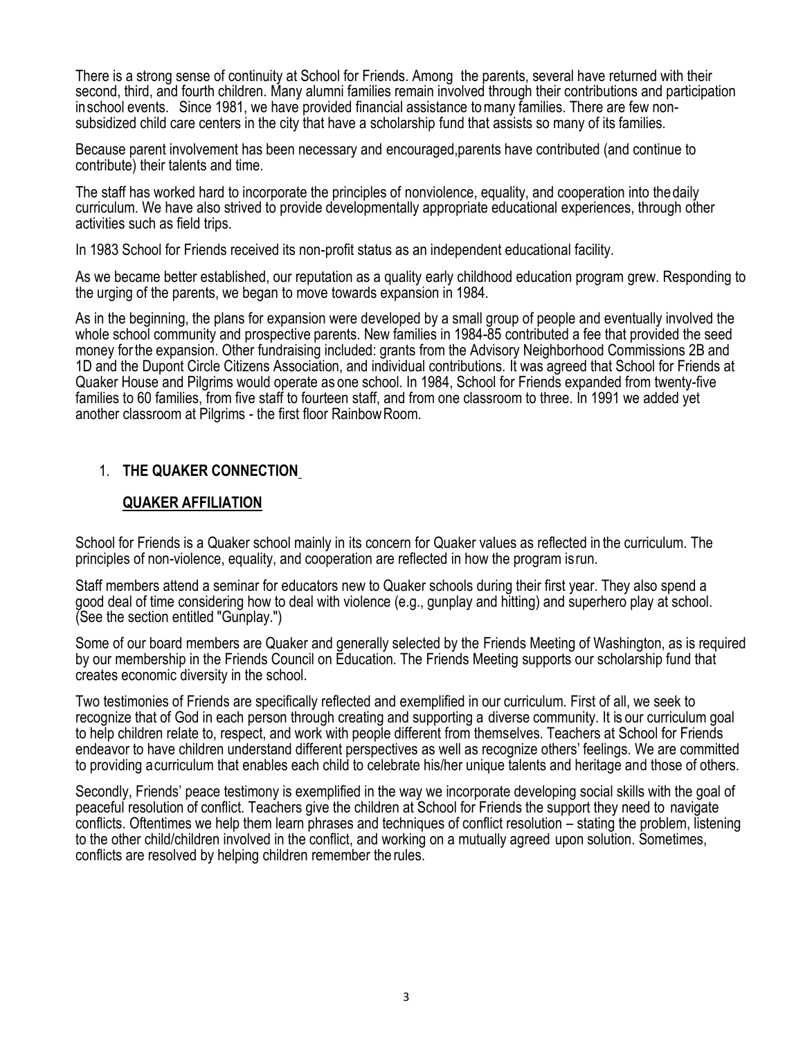There is a strong sense of continuity at School for Friends. Among the parents, several have returned with their second, third, and fourth children. Many alumni families remain involved through their contributions and participation in school events. Since 1981, we have provided financial assistance to many families. There are few non-subsidized child care centers in the city that have a scholarship fund that assists so many of its families.

Because parent involvement has been necessary and encouraged, parents have contributed (and continue to contribute) their talents and time.

The staff has worked hard to incorporate the principles of nonviolence, equality, and cooperation into the daily curriculum. We have also strived to provide developmentally appropriate educational experiences, through other activities such as field trips.

In 1983 School for Friends received its non-profit status as an independent educational facility.

As we became better established, our reputation as a quality early childhood education program grew. Responding to the urging of the parents, we began to move towards expansion in 1984.

As in the beginning, the plans for expansion were developed by a small group of people and eventually involved the whole school community and prospective parents. New families in 1984-85 contributed a fee that provided the seed money for the expansion. Other fundraising included: grants from the Advisory Neighborhood Commissions 2B and 1D and the Dupont Circle Citizens Association, and individual contributions. It was agreed that School for Friends at Quaker House and Pilgrims would operate as one school. In 1984, School for Friends expanded from twenty-five families to 60 families, from five staff to fourteen staff, and from one classroom to three. In 1991 we added yet another classroom at Pilgrims - the first floor Rainbow Room.

## 1. THE QUAKER CONNECTION

### QUAKER AFFILIATION

School for Friends is a Quaker school mainly in its concern for Quaker values as reflected in the curriculum. The principles of non-violence, equality, and cooperation are reflected in how the program is run.

Staff members attend a seminar for educators new to Quaker schools during their first year. They also spend a good deal of time considering how to deal with violence (e.g., gunplay and hitting) and superhero play at school. (See the section entitled "Gunplay.")

Some of our board members are Quaker and generally selected by the Friends Meeting of Washington, as is required by our membership in the Friends Council on Education. The Friends Meeting supports our scholarship fund that creates economic diversity in the school.

Two testimonies of Friends are specifically reflected and exemplified in our curriculum. First of all, we seek to recognize that of God in each person through creating and supporting a diverse community. It is our curriculum goal to help children relate to, respect, and work with people different from themselves. Teachers at School for Friends endeavor to have children understand different perspectives as well as recognize others' feelings. We are committed to providing a curriculum that enables each child to celebrate his/her unique talents and heritage and those of others.

Secondly, Friends' peace testimony is exemplified in the way we incorporate developing social skills with the goal of peaceful resolution of conflict. Teachers give the children at School for Friends the support they need to navigate conflicts. Oftentimes we help them learn phrases and techniques of conflict resolution – stating the problem, listening to the other child/children involved in the conflict, and working on a mutually agreed upon solution. Sometimes, conflicts are resolved by helping children remember the rules.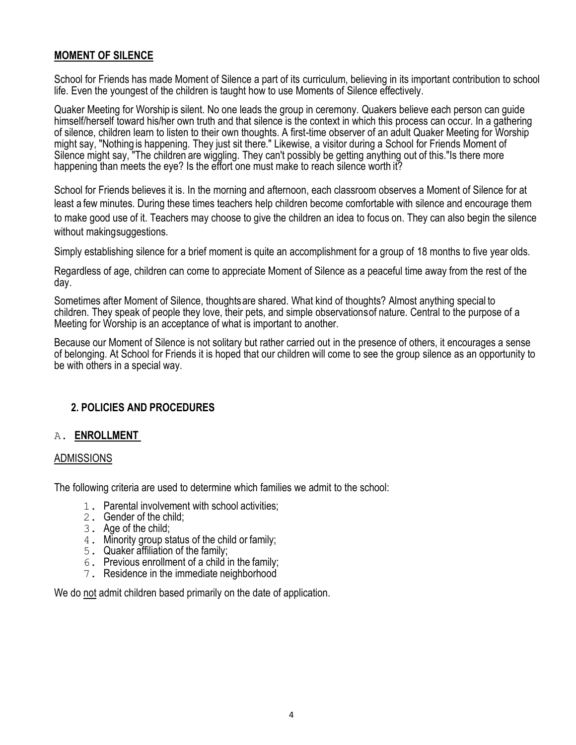## MOMENT OF SILENCE

School for Friends has made Moment of Silence a part of its curriculum, believing in its important contribution to school life. Even the youngest of the children is taught how to use Moments of Silence effectively.

Quaker Meeting for Worship is silent. No one leads the group in ceremony. Quakers believe each person can guide himself/herself toward his/her own truth and that silence is the context in which this process can occur. In a gathering of silence, children learn to listen to their own thoughts. A first-time observer of an adult Quaker Meeting for Worship might say, "Nothing is happening. They just sit there." Likewise, a visitor during a School for Friends Moment of Silence might say, "The children are wiggling. They can't possibly be getting anything out of this."Is there more happening than meets the eye? Is the effort one must make to reach silence worth it?

School for Friends believes it is. In the morning and afternoon, each classroom observes a Moment of Silence for at least a few minutes. During these times teachers help children become comfortable with silence and encourage them to make good use of it. Teachers may choose to give the children an idea to focus on. They can also begin the silence without makingsuggestions.

Simply establishing silence for a brief moment is quite an accomplishment for a group of 18 months to five year olds.

Regardless of age, children can come to appreciate Moment of Silence as a peaceful time away from the rest of the day.

Sometimes after Moment of Silence, thoughtsare shared. What kind of thoughts? Almost anything special to children. They speak of people they love, their pets, and simple observationsof nature. Central to the purpose of a Meeting for Worship is an acceptance of what is important to another.

Because our Moment of Silence is not solitary but rather carried out in the presence of others, it encourages a sense of belonging. At School for Friends it is hoped that our children will come to see the group silence as an opportunity to be with others in a special way.

## 2. POLICIES AND PROCEDURES

### A. ENROLLMENT

#### ADMISSIONS

The following criteria are used to determine which families we admit to the school:

1. Parental involvement with school activities;
2. Gender of the child;
3. Age of the child;
4. Minority group status of the child or family;
5. Quaker affiliation of the family;
6. Previous enrollment of a child in the family;
7. Residence in the immediate neighborhood

We do not admit children based primarily on the date of application.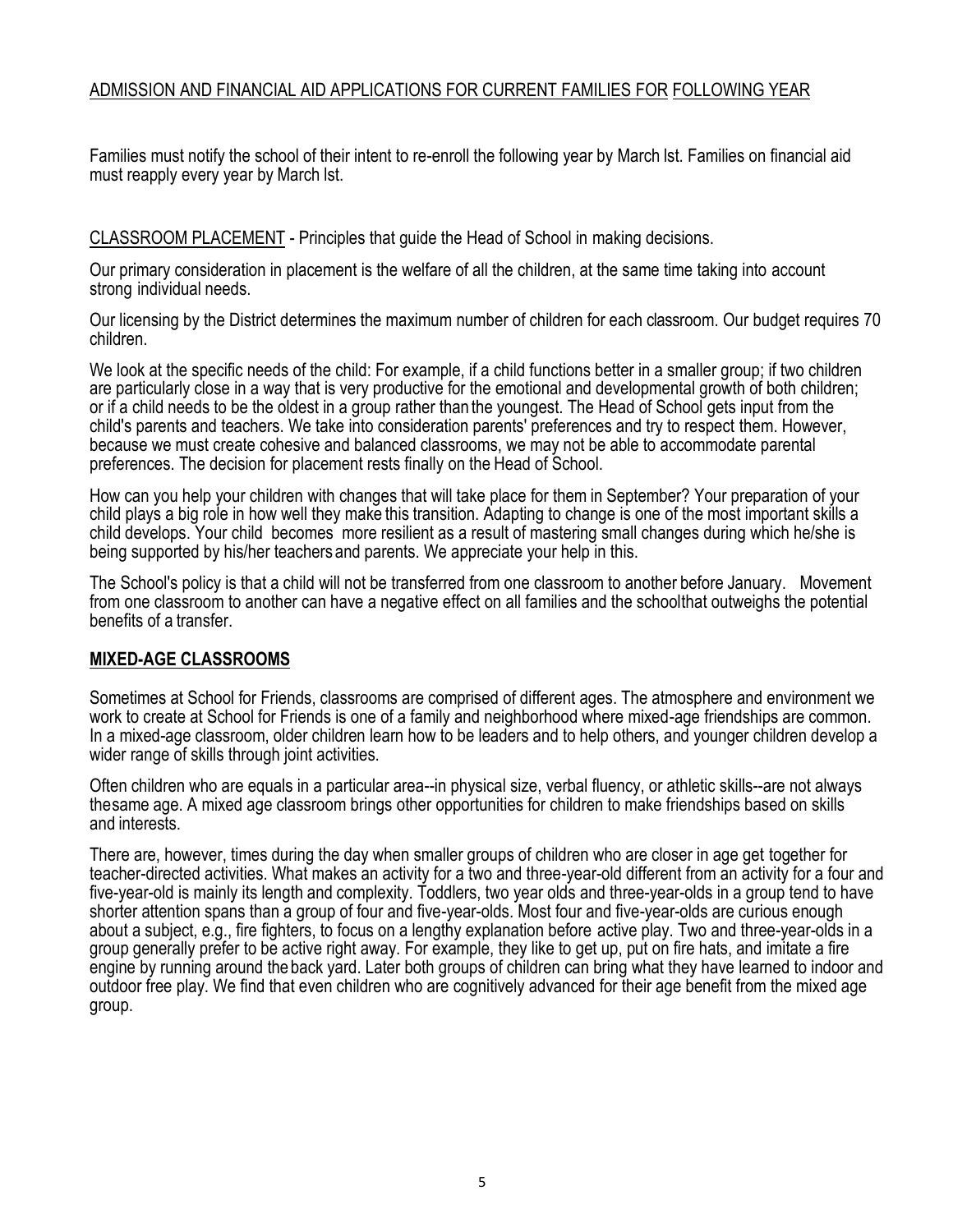## ADMISSION AND FINANCIAL AID APPLICATIONS FOR CURRENT FAMILIES FOR FOLLOWING YEAR

Families must notify the school of their intent to re-enroll the following year by March lst. Families on financial aid must reapply every year by March lst.

CLASSROOM PLACEMENT - Principles that guide the Head of School in making decisions.

Our primary consideration in placement is the welfare of all the children, at the same time taking into account strong individual needs.

Our licensing by the District determines the maximum number of children for each classroom. Our budget requires 70 children.

We look at the specific needs of the child: For example, if a child functions better in a smaller group; if two children are particularly close in a way that is very productive for the emotional and developmental growth of both children; or if a child needs to be the oldest in a group rather than the youngest. The Head of School gets input from the child's parents and teachers. We take into consideration parents' preferences and try to respect them. However, because we must create cohesive and balanced classrooms, we may not be able to accommodate parental preferences. The decision for placement rests finally on the Head of School.

How can you help your children with changes that will take place for them in September? Your preparation of your child plays a big role in how well they make this transition. Adapting to change is one of the most important skills a child develops. Your child becomes more resilient as a result of mastering small changes during which he/she is being supported by his/her teachers and parents. We appreciate your help in this.

The School's policy is that a child will not be transferred from one classroom to another before January. Movement from one classroom to another can have a negative effect on all families and the schoolthat outweighs the potential benefits of a transfer.

## MIXED-AGE CLASSROOMS

Sometimes at School for Friends, classrooms are comprised of different ages. The atmosphere and environment we work to create at School for Friends is one of a family and neighborhood where mixed-age friendships are common. In a mixed-age classroom, older children learn how to be leaders and to help others, and younger children develop a wider range of skills through joint activities.

Often children who are equals in a particular area--in physical size, verbal fluency, or athletic skills--are not always thesame age. A mixed age classroom brings other opportunities for children to make friendships based on skills and interests.

There are, however, times during the day when smaller groups of children who are closer in age get together for teacher-directed activities. What makes an activity for a two and three-year-old different from an activity for a four and five-year-old is mainly its length and complexity. Toddlers, two year olds and three-year-olds in a group tend to have shorter attention spans than a group of four and five-year-olds. Most four and five-year-olds are curious enough about a subject, e.g., fire fighters, to focus on a lengthy explanation before active play. Two and three-year-olds in a group generally prefer to be active right away. For example, they like to get up, put on fire hats, and imitate a fire engine by running around the back yard. Later both groups of children can bring what they have learned to indoor and outdoor free play. We find that even children who are cognitively advanced for their age benefit from the mixed age group.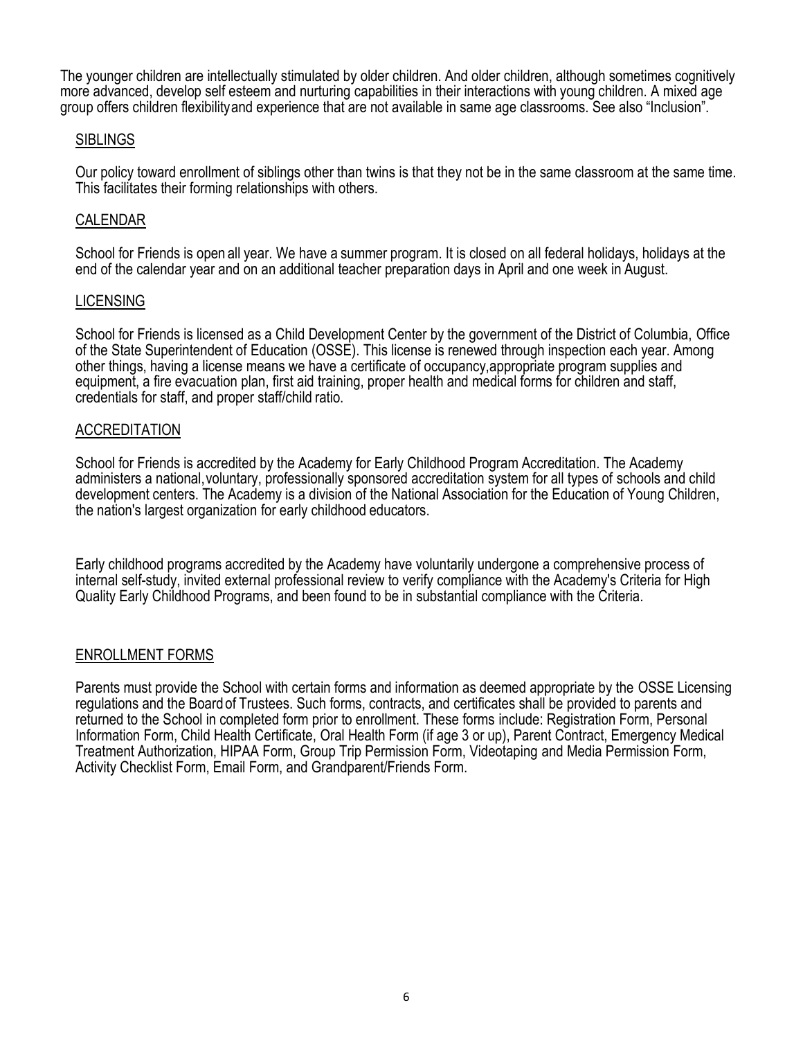The younger children are intellectually stimulated by older children. And older children, although sometimes cognitively more advanced, develop self esteem and nurturing capabilities in their interactions with young children. A mixed age group offers children flexibility and experience that are not available in same age classrooms. See also "Inclusion".

## SIBLINGS

Our policy toward enrollment of siblings other than twins is that they not be in the same classroom at the same time. This facilitates their forming relationships with others.

## CALENDAR

School for Friends is open all year. We have a summer program. It is closed on all federal holidays, holidays at the end of the calendar year and on an additional teacher preparation days in April and one week in August.

## LICENSING

School for Friends is licensed as a Child Development Center by the government of the District of Columbia, Office of the State Superintendent of Education (OSSE). This license is renewed through inspection each year. Among other things, having a license means we have a certificate of occupancy, appropriate program supplies and equipment, a fire evacuation plan, first aid training, proper health and medical forms for children and staff, credentials for staff, and proper staff/child ratio.

## ACCREDITATION

School for Friends is accredited by the Academy for Early Childhood Program Accreditation. The Academy administers a national, voluntary, professionally sponsored accreditation system for all types of schools and child development centers. The Academy is a division of the National Association for the Education of Young Children, the nation's largest organization for early childhood educators.

Early childhood programs accredited by the Academy have voluntarily undergone a comprehensive process of internal self-study, invited external professional review to verify compliance with the Academy's Criteria for High Quality Early Childhood Programs, and been found to be in substantial compliance with the Criteria.

## ENROLLMENT FORMS

Parents must provide the School with certain forms and information as deemed appropriate by the OSSE Licensing regulations and the Board of Trustees. Such forms, contracts, and certificates shall be provided to parents and returned to the School in completed form prior to enrollment. These forms include: Registration Form, Personal Information Form, Child Health Certificate, Oral Health Form (if age 3 or up), Parent Contract, Emergency Medical Treatment Authorization, HIPAA Form, Group Trip Permission Form, Videotaping and Media Permission Form, Activity Checklist Form, Email Form, and Grandparent/Friends Form.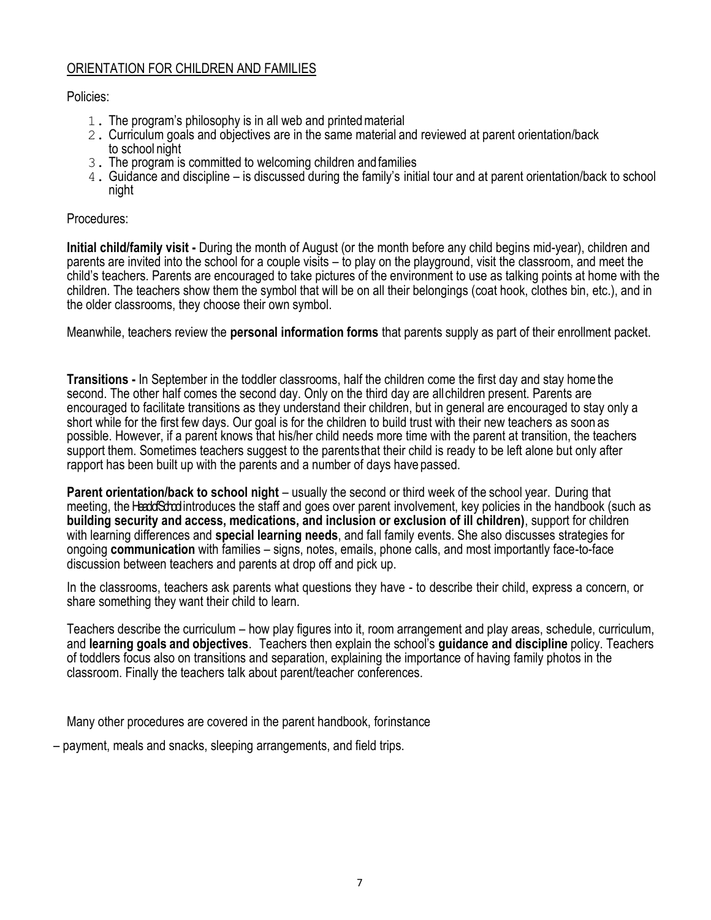## ORIENTATION FOR CHILDREN AND FAMILIES

Policies:

1. The program's philosophy is in all web and printed material
2. Curriculum goals and objectives are in the same material and reviewed at parent orientation/back to school night
3. The program is committed to welcoming children and families
4. Guidance and discipline – is discussed during the family's initial tour and at parent orientation/back to school night

Procedures:

**Initial child/family visit -** During the month of August (or the month before any child begins mid-year), children and parents are invited into the school for a couple visits – to play on the playground, visit the classroom, and meet the child's teachers. Parents are encouraged to take pictures of the environment to use as talking points at home with the children. The teachers show them the symbol that will be on all their belongings (coat hook, clothes bin, etc.), and in the older classrooms, they choose their own symbol.

Meanwhile, teachers review the **personal information forms** that parents supply as part of their enrollment packet.

**Transitions -** In September in the toddler classrooms, half the children come the first day and stay home the second. The other half comes the second day. Only on the third day are all children present. Parents are encouraged to facilitate transitions as they understand their children, but in general are encouraged to stay only a short while for the first few days. Our goal is for the children to build trust with their new teachers as soon as possible. However, if a parent knows that his/her child needs more time with the parent at transition, the teachers support them. Sometimes teachers suggest to the parents that their child is ready to be left alone but only after rapport has been built up with the parents and a number of days have passed.

**Parent orientation/back to school night** – usually the second or third week of the school year. During that meeting, the Head of School introduces the staff and goes over parent involvement, key policies in the handbook (such as **building security and access, medications, and inclusion or exclusion of ill children)**, support for children with learning differences and **special learning needs**, and fall family events. She also discusses strategies for ongoing **communication** with families – signs, notes, emails, phone calls, and most importantly face-to-face discussion between teachers and parents at drop off and pick up.

In the classrooms, teachers ask parents what questions they have - to describe their child, express a concern, or share something they want their child to learn.

Teachers describe the curriculum – how play figures into it, room arrangement and play areas, schedule, curriculum, and **learning goals and objectives**. Teachers then explain the school's **guidance and discipline** policy. Teachers of toddlers focus also on transitions and separation, explaining the importance of having family photos in the classroom. Finally the teachers talk about parent/teacher conferences.

Many other procedures are covered in the parent handbook, for instance – payment, meals and snacks, sleeping arrangements, and field trips.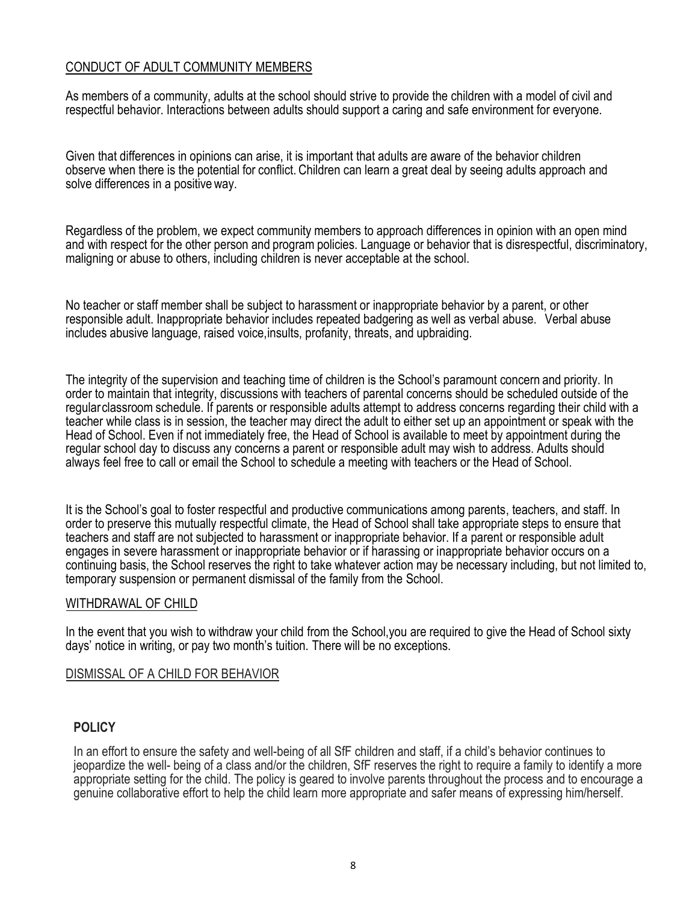## CONDUCT OF ADULT COMMUNITY MEMBERS

As members of a community, adults at the school should strive to provide the children with a model of civil and respectful behavior. Interactions between adults should support a caring and safe environment for everyone.

Given that differences in opinions can arise, it is important that adults are aware of the behavior children observe when there is the potential for conflict. Children can learn a great deal by seeing adults approach and solve differences in a positive way.

Regardless of the problem, we expect community members to approach differences in opinion with an open mind and with respect for the other person and program policies. Language or behavior that is disrespectful, discriminatory, maligning or abuse to others, including children is never acceptable at the school.

No teacher or staff member shall be subject to harassment or inappropriate behavior by a parent, or other responsible adult. Inappropriate behavior includes repeated badgering as well as verbal abuse. Verbal abuse includes abusive language, raised voice, insults, profanity, threats, and upbraiding.

The integrity of the supervision and teaching time of children is the School's paramount concern and priority. In order to maintain that integrity, discussions with teachers of parental concerns should be scheduled outside of the regular classroom schedule. If parents or responsible adults attempt to address concerns regarding their child with a teacher while class is in session, the teacher may direct the adult to either set up an appointment or speak with the Head of School. Even if not immediately free, the Head of School is available to meet by appointment during the regular school day to discuss any concerns a parent or responsible adult may wish to address. Adults should always feel free to call or email the School to schedule a meeting with teachers or the Head of School.

It is the School's goal to foster respectful and productive communications among parents, teachers, and staff. In order to preserve this mutually respectful climate, the Head of School shall take appropriate steps to ensure that teachers and staff are not subjected to harassment or inappropriate behavior. If a parent or responsible adult engages in severe harassment or inappropriate behavior or if harassing or inappropriate behavior occurs on a continuing basis, the School reserves the right to take whatever action may be necessary including, but not limited to, temporary suspension or permanent dismissal of the family from the School.

## WITHDRAWAL OF CHILD

In the event that you wish to withdraw your child from the School, you are required to give the Head of School sixty days' notice in writing, or pay two month's tuition. There will be no exceptions.

## DISMISSAL OF A CHILD FOR BEHAVIOR

### POLICY

In an effort to ensure the safety and well-being of all SfF children and staff, if a child's behavior continues to jeopardize the well- being of a class and/or the children, SfF reserves the right to require a family to identify a more appropriate setting for the child. The policy is geared to involve parents throughout the process and to encourage a genuine collaborative effort to help the child learn more appropriate and safer means of expressing him/herself.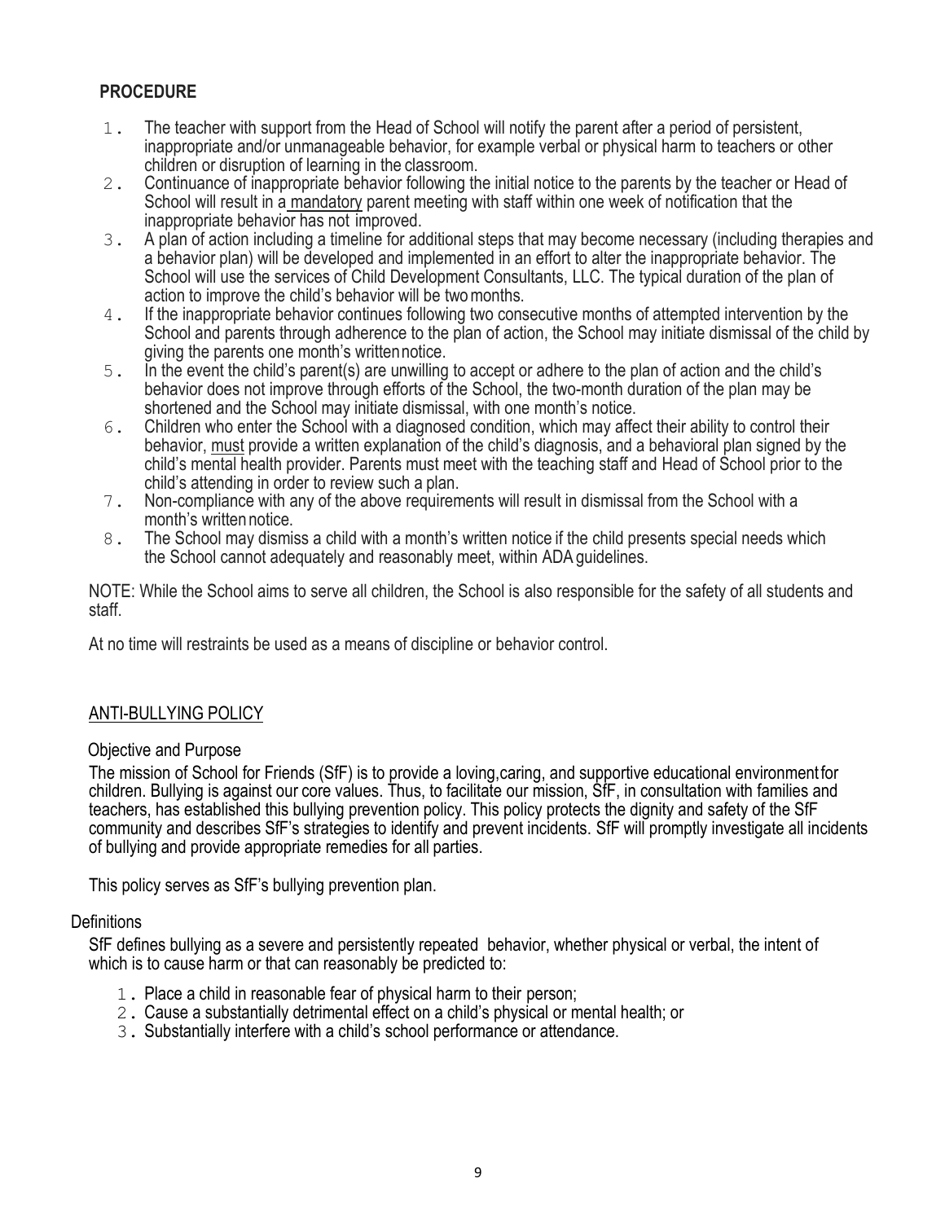## PROCEDURE

1. The teacher with support from the Head of School will notify the parent after a period of persistent, inappropriate and/or unmanageable behavior, for example verbal or physical harm to teachers or other children or disruption of learning in the classroom.
2. Continuance of inappropriate behavior following the initial notice to the parents by the teacher or Head of School will result in a <u>mandatory</u> parent meeting with staff within one week of notification that the inappropriate behavior has not improved.
3. A plan of action including a timeline for additional steps that may become necessary (including therapies and a behavior plan) will be developed and implemented in an effort to alter the inappropriate behavior. The School will use the services of Child Development Consultants, LLC. The typical duration of the plan of action to improve the child's behavior will be two months.
4. If the inappropriate behavior continues following two consecutive months of attempted intervention by the School and parents through adherence to the plan of action, the School may initiate dismissal of the child by giving the parents one month's written notice.
5. In the event the child's parent(s) are unwilling to accept or adhere to the plan of action and the child's behavior does not improve through efforts of the School, the two-month duration of the plan may be shortened and the School may initiate dismissal, with one month's notice.
6. Children who enter the School with a diagnosed condition, which may affect their ability to control their behavior, <u>must</u> provide a written explanation of the child's diagnosis, and a behavioral plan signed by the child's mental health provider. Parents must meet with the teaching staff and Head of School prior to the child's attending in order to review such a plan.
7. Non-compliance with any of the above requirements will result in dismissal from the School with a month's written notice.
8. The School may dismiss a child with a month's written notice if the child presents special needs which the School cannot adequately and reasonably meet, within ADA guidelines.

NOTE: While the School aims to serve all children, the School is also responsible for the safety of all students and staff.

At no time will restraints be used as a means of discipline or behavior control.

## <u>ANTI-BULLYING POLICY</u>

### Objective and Purpose

The mission of School for Friends (SfF) is to provide a loving, caring, and supportive educational environment for children. Bullying is against our core values. Thus, to facilitate our mission, SfF, in consultation with families and teachers, has established this bullying prevention policy. This policy protects the dignity and safety of the SfF community and describes SfF's strategies to identify and prevent incidents. SfF will promptly investigate all incidents of bullying and provide appropriate remedies for all parties.

This policy serves as SfF's bullying prevention plan.

### Definitions

SfF defines bullying as a severe and persistently repeated behavior, whether physical or verbal, the intent of which is to cause harm or that can reasonably be predicted to:

1. Place a child in reasonable fear of physical harm to their person;
2. Cause a substantially detrimental effect on a child's physical or mental health; or
3. Substantially interfere with a child's school performance or attendance.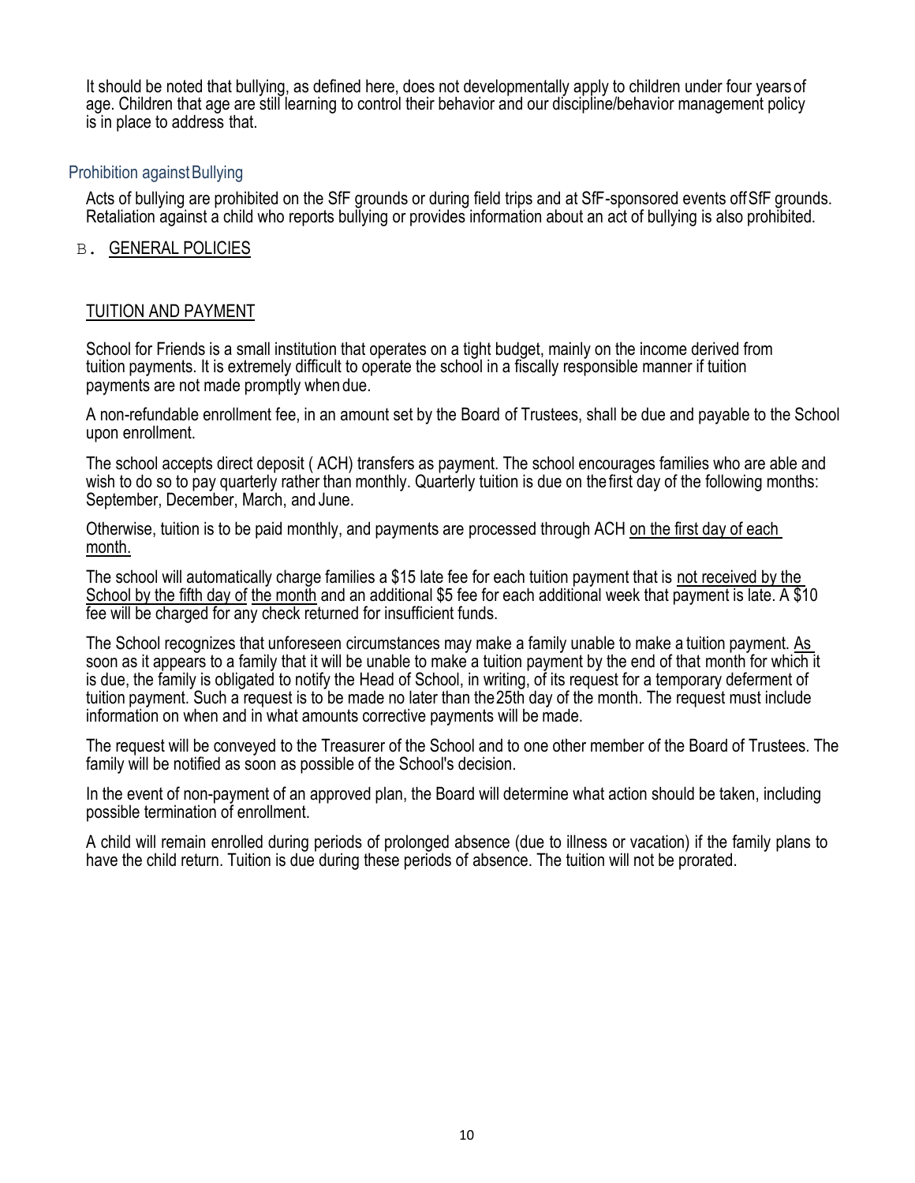It should be noted that bullying, as defined here, does not developmentally apply to children under four years of age. Children that age are still learning to control their behavior and our discipline/behavior management policy is in place to address that.

### Prohibition against Bullying

Acts of bullying are prohibited on the SfF grounds or during field trips and at SfF-sponsored events off SfF grounds. Retaliation against a child who reports bullying or provides information about an act of bullying is also prohibited.

## B. GENERAL POLICIES

### TUITION AND PAYMENT

School for Friends is a small institution that operates on a tight budget, mainly on the income derived from tuition payments. It is extremely difficult to operate the school in a fiscally responsible manner if tuition payments are not made promptly when due.

A non-refundable enrollment fee, in an amount set by the Board of Trustees, shall be due and payable to the School upon enrollment.

The school accepts direct deposit ( ACH) transfers as payment. The school encourages families who are able and wish to do so to pay quarterly rather than monthly. Quarterly tuition is due on the first day of the following months: September, December, March, and June.

Otherwise, tuition is to be paid monthly, and payments are processed through ACH on the first day of each month.

The school will automatically charge families a $15 late fee for each tuition payment that is not received by the School by the fifth day of the month and an additional $5 fee for each additional week that payment is late. A $10 fee will be charged for any check returned for insufficient funds.

The School recognizes that unforeseen circumstances may make a family unable to make a tuition payment. As soon as it appears to a family that it will be unable to make a tuition payment by the end of that month for which it is due, the family is obligated to notify the Head of School, in writing, of its request for a temporary deferment of tuition payment. Such a request is to be made no later than the 25th day of the month. The request must include information on when and in what amounts corrective payments will be made.

The request will be conveyed to the Treasurer of the School and to one other member of the Board of Trustees. The family will be notified as soon as possible of the School's decision.

In the event of non-payment of an approved plan, the Board will determine what action should be taken, including possible termination of enrollment.

A child will remain enrolled during periods of prolonged absence (due to illness or vacation) if the family plans to have the child return. Tuition is due during these periods of absence. The tuition will not be prorated.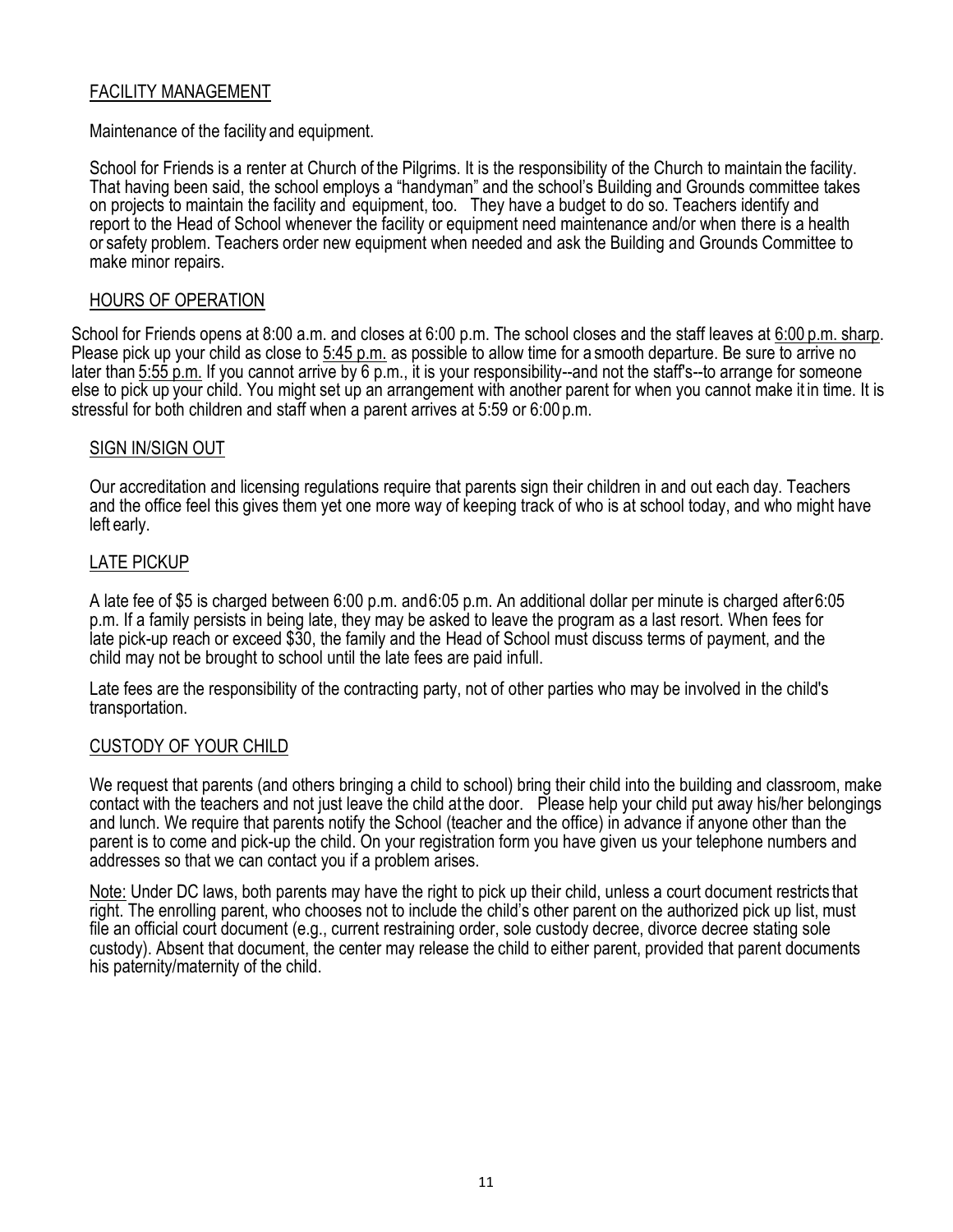## FACILITY MANAGEMENT

Maintenance of the facility and equipment.

School for Friends is a renter at Church of the Pilgrims. It is the responsibility of the Church to maintain the facility. That having been said, the school employs a "handyman" and the school's Building and Grounds committee takes on projects to maintain the facility and equipment, too. They have a budget to do so. Teachers identify and report to the Head of School whenever the facility or equipment need maintenance and/or when there is a health or safety problem. Teachers order new equipment when needed and ask the Building and Grounds Committee to make minor repairs.

## HOURS OF OPERATION

School for Friends opens at 8:00 a.m. and closes at 6:00 p.m. The school closes and the staff leaves at 6:00 p.m. sharp. Please pick up your child as close to 5:45 p.m. as possible to allow time for a smooth departure. Be sure to arrive no later than 5:55 p.m. If you cannot arrive by 6 p.m., it is your responsibility--and not the staff's--to arrange for someone else to pick up your child. You might set up an arrangement with another parent for when you cannot make it in time. It is stressful for both children and staff when a parent arrives at 5:59 or 6:00 p.m.

## SIGN IN/SIGN OUT

Our accreditation and licensing regulations require that parents sign their children in and out each day. Teachers and the office feel this gives them yet one more way of keeping track of who is at school today, and who might have left early.

## LATE PICKUP

A late fee of $5 is charged between 6:00 p.m. and 6:05 p.m. An additional dollar per minute is charged after 6:05 p.m. If a family persists in being late, they may be asked to leave the program as a last resort. When fees for late pick-up reach or exceed $30, the family and the Head of School must discuss terms of payment, and the child may not be brought to school until the late fees are paid infull.

Late fees are the responsibility of the contracting party, not of other parties who may be involved in the child's transportation.

## CUSTODY OF YOUR CHILD

We request that parents (and others bringing a child to school) bring their child into the building and classroom, make contact with the teachers and not just leave the child at the door. Please help your child put away his/her belongings and lunch. We require that parents notify the School (teacher and the office) in advance if anyone other than the parent is to come and pick-up the child. On your registration form you have given us your telephone numbers and addresses so that we can contact you if a problem arises.

Note: Under DC laws, both parents may have the right to pick up their child, unless a court document restricts that right. The enrolling parent, who chooses not to include the child's other parent on the authorized pick up list, must file an official court document (e.g., current restraining order, sole custody decree, divorce decree stating sole custody). Absent that document, the center may release the child to either parent, provided that parent documents his paternity/maternity of the child.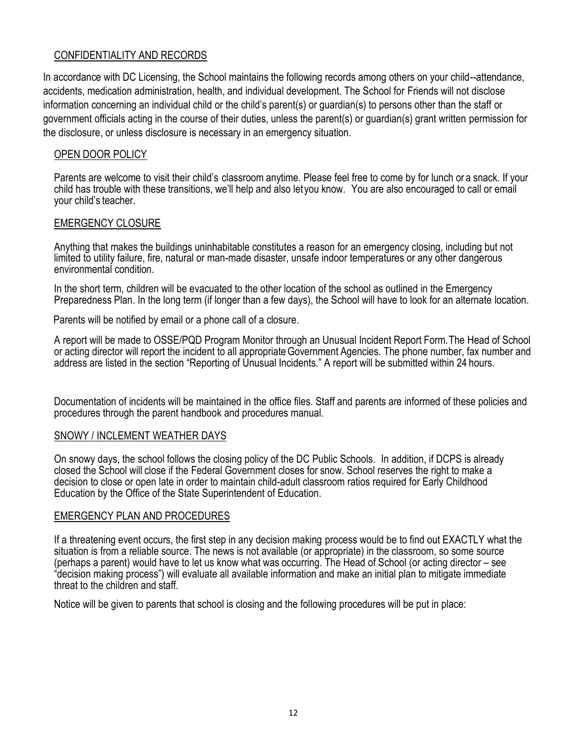## CONFIDENTIALITY AND RECORDS

In accordance with DC Licensing, the School maintains the following records among others on your child--attendance, accidents, medication administration, health, and individual development. The School for Friends will not disclose information concerning an individual child or the child's parent(s) or guardian(s) to persons other than the staff or government officials acting in the course of their duties, unless the parent(s) or guardian(s) grant written permission for the disclosure, or unless disclosure is necessary in an emergency situation.

## OPEN DOOR POLICY

Parents are welcome to visit their child's classroom anytime. Please feel free to come by for lunch or a snack. If your child has trouble with these transitions, we'll help and also let you know. You are also encouraged to call or email your child's teacher.

## EMERGENCY CLOSURE

Anything that makes the buildings uninhabitable constitutes a reason for an emergency closing, including but not limited to utility failure, fire, natural or man-made disaster, unsafe indoor temperatures or any other dangerous environmental condition.

In the short term, children will be evacuated to the other location of the school as outlined in the Emergency Preparedness Plan. In the long term (if longer than a few days), the School will have to look for an alternate location.

Parents will be notified by email or a phone call of a closure.

A report will be made to OSSE/PQD Program Monitor through an Unusual Incident Report Form. The Head of School or acting director will report the incident to all appropriate Government Agencies. The phone number, fax number and address are listed in the section "Reporting of Unusual Incidents." A report will be submitted within 24 hours.

Documentation of incidents will be maintained in the office files. Staff and parents are informed of these policies and procedures through the parent handbook and procedures manual.

## SNOWY / INCLEMENT WEATHER DAYS

On snowy days, the school follows the closing policy of the DC Public Schools. In addition, if DCPS is already closed the School will close if the Federal Government closes for snow. School reserves the right to make a decision to close or open late in order to maintain child-adult classroom ratios required for Early Childhood Education by the Office of the State Superintendent of Education.

## EMERGENCY PLAN AND PROCEDURES

If a threatening event occurs, the first step in any decision making process would be to find out EXACTLY what the situation is from a reliable source. The news is not available (or appropriate) in the classroom, so some source (perhaps a parent) would have to let us know what was occurring. The Head of School (or acting director – see "decision making process") will evaluate all available information and make an initial plan to mitigate immediate threat to the children and staff.

Notice will be given to parents that school is closing and the following procedures will be put in place: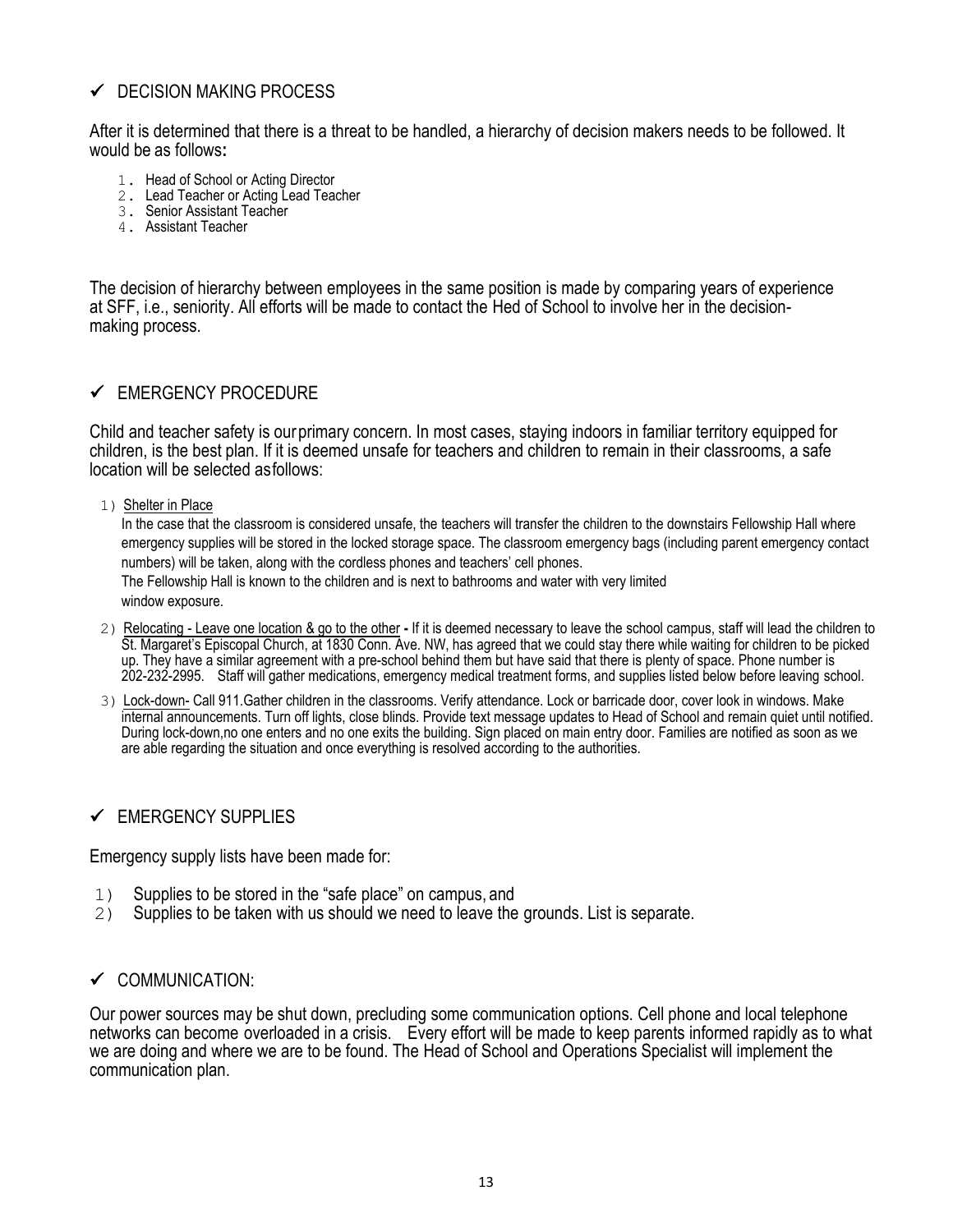## ✓ DECISION MAKING PROCESS

After it is determined that there is a threat to be handled, a hierarchy of decision makers needs to be followed. It would be as follows**:**

1. Head of School or Acting Director
2. Lead Teacher or Acting Lead Teacher
3. Senior Assistant Teacher
4. Assistant Teacher

The decision of hierarchy between employees in the same position is made by comparing years of experience at SFF, i.e., seniority. All efforts will be made to contact the Hed of School to involve her in the decision-making process.

## ✓ EMERGENCY PROCEDURE

Child and teacher safety is ourprimary concern. In most cases, staying indoors in familiar territory equipped for children, is the best plan. If it is deemed unsafe for teachers and children to remain in their classrooms, a safe location will be selected asfollows:

1) Shelter in Place

   In the case that the classroom is considered unsafe, the teachers will transfer the children to the downstairs Fellowship Hall where emergency supplies will be stored in the locked storage space. The classroom emergency bags (including parent emergency contact numbers) will be taken, along with the cordless phones and teachers' cell phones.

   The Fellowship Hall is known to the children and is next to bathrooms and water with very limited window exposure.

2) Relocating - Leave one location & go to the other **-** If it is deemed necessary to leave the school campus, staff will lead the children to St. Margaret's Episcopal Church, at 1830 Conn. Ave. NW, has agreed that we could stay there while waiting for children to be picked up. They have a similar agreement with a pre-school behind them but have said that there is plenty of space. Phone number is 202-232-2995. Staff will gather medications, emergency medical treatment forms, and supplies listed below before leaving school.

3) Lock-down- Call 911.Gather children in the classrooms. Verify attendance. Lock or barricade door, cover look in windows. Make internal announcements. Turn off lights, close blinds. Provide text message updates to Head of School and remain quiet until notified. During lock-down,no one enters and no one exits the building. Sign placed on main entry door. Families are notified as soon as we are able regarding the situation and once everything is resolved according to the authorities.

## ✓ EMERGENCY SUPPLIES

Emergency supply lists have been made for:

1) Supplies to be stored in the "safe place" on campus, and
2) Supplies to be taken with us should we need to leave the grounds. List is separate.

## ✓ COMMUNICATION:

Our power sources may be shut down, precluding some communication options. Cell phone and local telephone networks can become overloaded in a crisis. Every effort will be made to keep parents informed rapidly as to what we are doing and where we are to be found. The Head of School and Operations Specialist will implement the communication plan.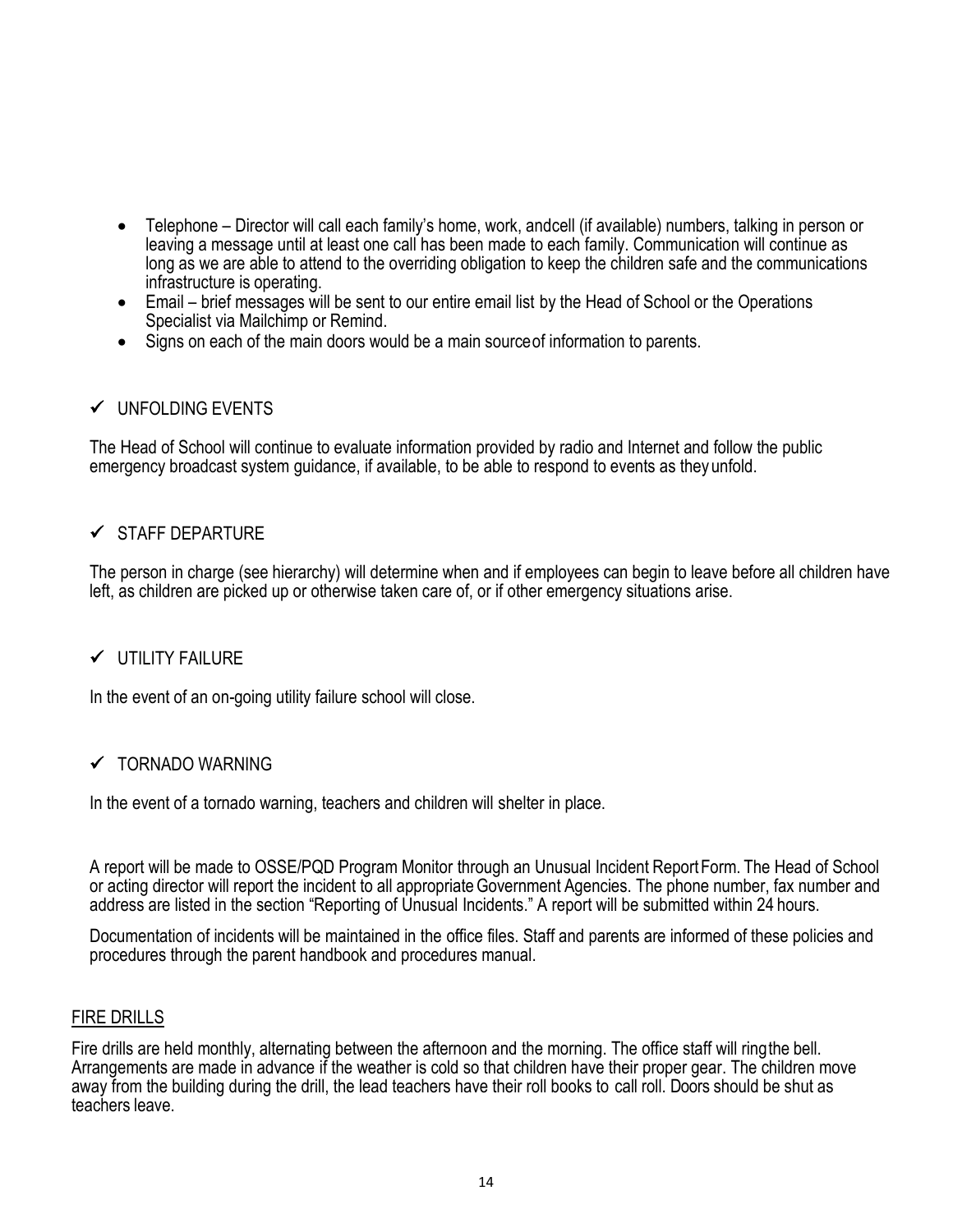- Telephone – Director will call each family's home, work, andcell (if available) numbers, talking in person or leaving a message until at least one call has been made to each family. Communication will continue as long as we are able to attend to the overriding obligation to keep the children safe and the communications infrastructure is operating.
- Email – brief messages will be sent to our entire email list by the Head of School or the Operations Specialist via Mailchimp or Remind.
- Signs on each of the main doors would be a main sourceof information to parents.

✓ UNFOLDING EVENTS

The Head of School will continue to evaluate information provided by radio and Internet and follow the public emergency broadcast system guidance, if available, to be able to respond to events as they unfold.

✓ STAFF DEPARTURE

The person in charge (see hierarchy) will determine when and if employees can begin to leave before all children have left, as children are picked up or otherwise taken care of, or if other emergency situations arise.

✓ UTILITY FAILURE

In the event of an on-going utility failure school will close.

✓ TORNADO WARNING

In the event of a tornado warning, teachers and children will shelter in place.

A report will be made to OSSE/PQD Program Monitor through an Unusual Incident Report Form. The Head of School or acting director will report the incident to all appropriate Government Agencies. The phone number, fax number and address are listed in the section "Reporting of Unusual Incidents." A report will be submitted within 24 hours.

Documentation of incidents will be maintained in the office files. Staff and parents are informed of these policies and procedures through the parent handbook and procedures manual.

## FIRE DRILLS

Fire drills are held monthly, alternating between the afternoon and the morning. The office staff will ringthe bell. Arrangements are made in advance if the weather is cold so that children have their proper gear. The children move away from the building during the drill, the lead teachers have their roll books to call roll. Doors should be shut as teachers leave.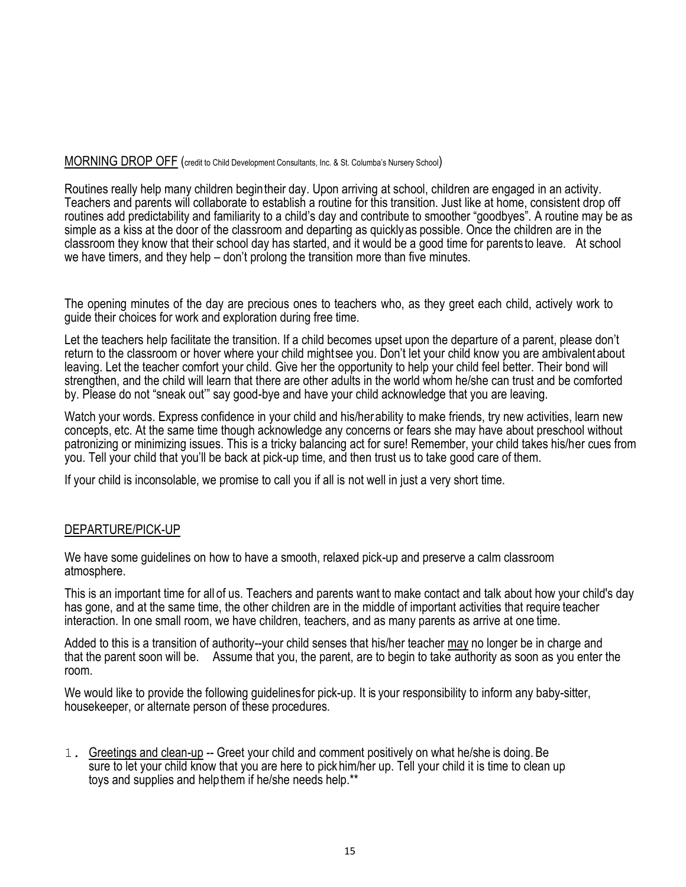## MORNING DROP OFF (credit to Child Development Consultants, Inc. & St. Columba's Nursery School)

Routines really help many children begin their day. Upon arriving at school, children are engaged in an activity. Teachers and parents will collaborate to establish a routine for this transition. Just like at home, consistent drop off routines add predictability and familiarity to a child's day and contribute to smoother "goodbyes". A routine may be as simple as a kiss at the door of the classroom and departing as quickly as possible. Once the children are in the classroom they know that their school day has started, and it would be a good time for parents to leave. At school we have timers, and they help – don't prolong the transition more than five minutes.

The opening minutes of the day are precious ones to teachers who, as they greet each child, actively work to guide their choices for work and exploration during free time.

Let the teachers help facilitate the transition. If a child becomes upset upon the departure of a parent, please don't return to the classroom or hover where your child might see you. Don't let your child know you are ambivalent about leaving. Let the teacher comfort your child. Give her the opportunity to help your child feel better. Their bond will strengthen, and the child will learn that there are other adults in the world whom he/she can trust and be comforted by. Please do not "sneak out'" say good-bye and have your child acknowledge that you are leaving.

Watch your words. Express confidence in your child and his/her ability to make friends, try new activities, learn new concepts, etc. At the same time though acknowledge any concerns or fears she may have about preschool without patronizing or minimizing issues. This is a tricky balancing act for sure! Remember, your child takes his/her cues from you. Tell your child that you'll be back at pick-up time, and then trust us to take good care of them.

If your child is inconsolable, we promise to call you if all is not well in just a very short time.

## DEPARTURE/PICK-UP

We have some guidelines on how to have a smooth, relaxed pick-up and preserve a calm classroom atmosphere.

This is an important time for all of us. Teachers and parents want to make contact and talk about how your child's day has gone, and at the same time, the other children are in the middle of important activities that require teacher interaction. In one small room, we have children, teachers, and as many parents as arrive at one time.

Added to this is a transition of authority--your child senses that his/her teacher <u>may</u> no longer be in charge and that the parent soon will be. Assume that you, the parent, are to begin to take authority as soon as you enter the room.

We would like to provide the following guidelines for pick-up. It is your responsibility to inform any baby-sitter, housekeeper, or alternate person of these procedures.

1. <u>Greetings and clean-up</u> -- Greet your child and comment positively on what he/she is doing. Be sure to let your child know that you are here to pick him/her up. Tell your child it is time to clean up toys and supplies and help them if he/she needs help.**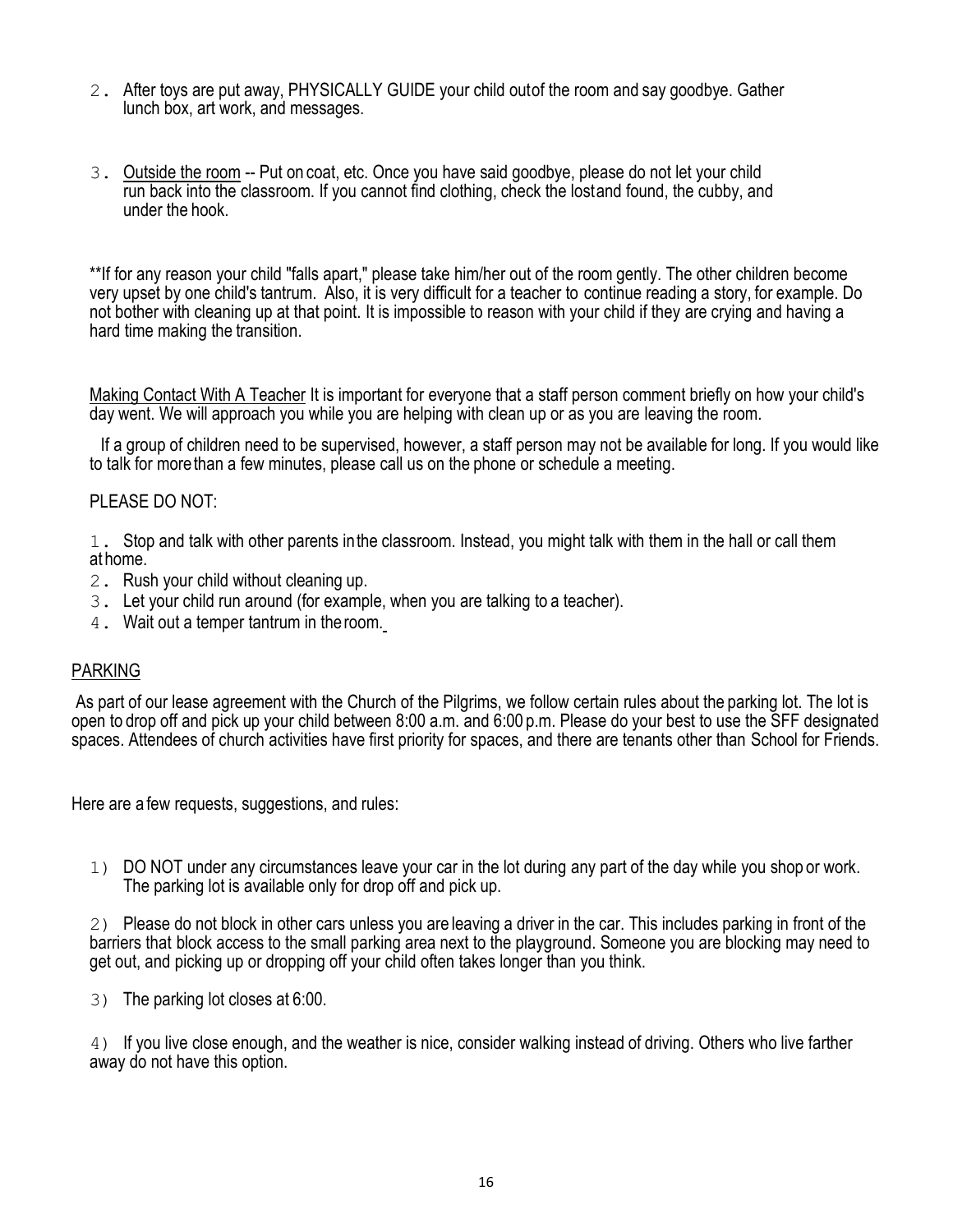2. After toys are put away, PHYSICALLY GUIDE your child outof the room and say goodbye. Gather lunch box, art work, and messages.

3. Outside the room -- Put on coat, etc. Once you have said goodbye, please do not let your child run back into the classroom. If you cannot find clothing, check the lostand found, the cubby, and under the hook.

**If for any reason your child "falls apart," please take him/her out of the room gently. The other children become very upset by one child's tantrum. Also, it is very difficult for a teacher to continue reading a story, for example. Do not bother with cleaning up at that point. It is impossible to reason with your child if they are crying and having a hard time making the transition.

Making Contact With A Teacher It is important for everyone that a staff person comment briefly on how your child's day went. We will approach you while you are helping with clean up or as you are leaving the room.

If a group of children need to be supervised, however, a staff person may not be available for long. If you would like to talk for more than a few minutes, please call us on the phone or schedule a meeting.

PLEASE DO NOT:

1. Stop and talk with other parents inthe classroom. Instead, you might talk with them in the hall or call them at home.
2. Rush your child without cleaning up.
3. Let your child run around (for example, when you are talking to a teacher).
4. Wait out a temper tantrum in the room.

## PARKING

As part of our lease agreement with the Church of the Pilgrims, we follow certain rules about the parking lot. The lot is open to drop off and pick up your child between 8:00 a.m. and 6:00 p.m. Please do your best to use the SFF designated spaces. Attendees of church activities have first priority for spaces, and there are tenants other than School for Friends.

Here are a few requests, suggestions, and rules:

1) DO NOT under any circumstances leave your car in the lot during any part of the day while you shop or work. The parking lot is available only for drop off and pick up.

2) Please do not block in other cars unless you are leaving a driver in the car. This includes parking in front of the barriers that block access to the small parking area next to the playground. Someone you are blocking may need to get out, and picking up or dropping off your child often takes longer than you think.

3) The parking lot closes at 6:00.

4) If you live close enough, and the weather is nice, consider walking instead of driving. Others who live farther away do not have this option.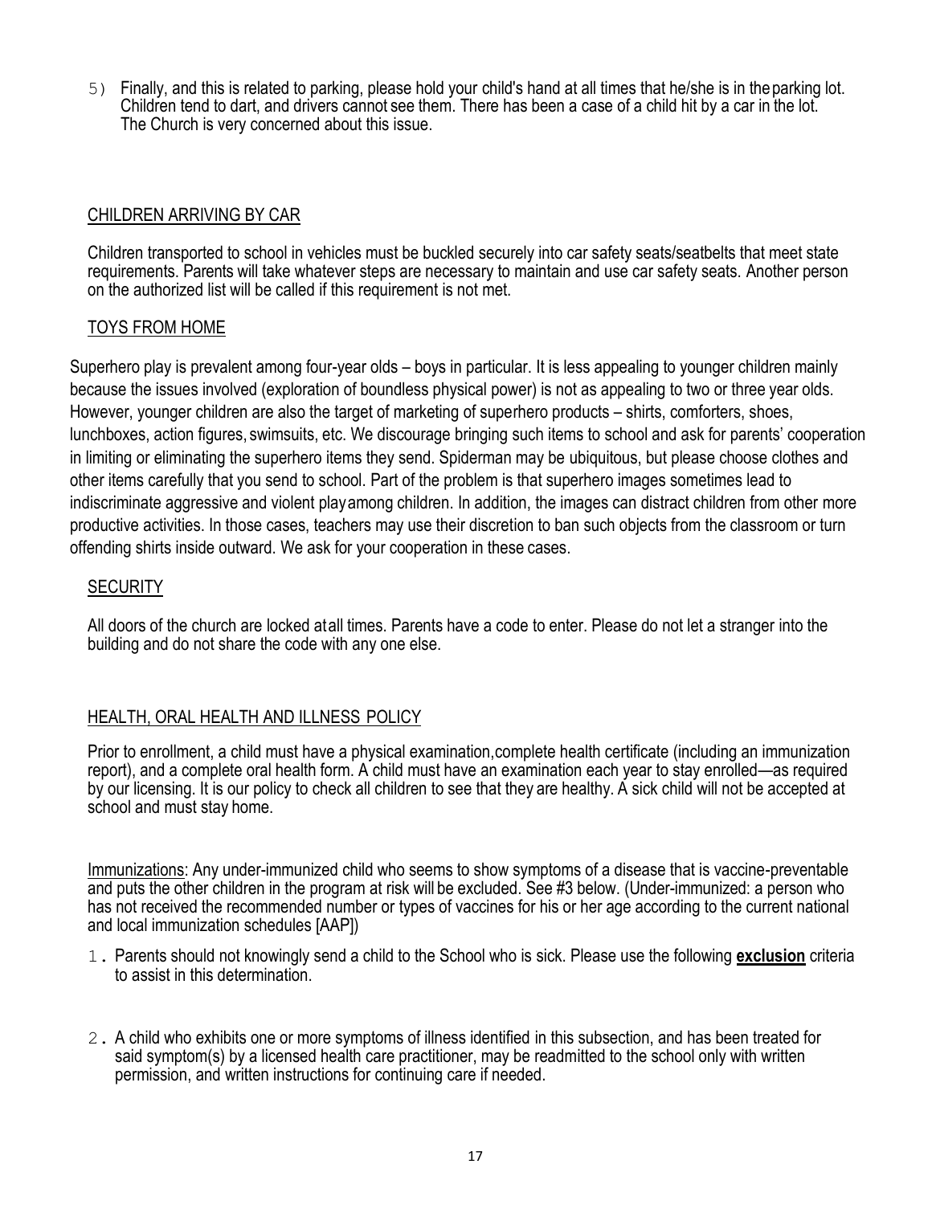5) Finally, and this is related to parking, please hold your child's hand at all times that he/she is in the parking lot. Children tend to dart, and drivers cannot see them. There has been a case of a child hit by a car in the lot. The Church is very concerned about this issue.

## CHILDREN ARRIVING BY CAR

Children transported to school in vehicles must be buckled securely into car safety seats/seatbelts that meet state requirements. Parents will take whatever steps are necessary to maintain and use car safety seats. Another person on the authorized list will be called if this requirement is not met.

## TOYS FROM HOME

Superhero play is prevalent among four-year olds – boys in particular. It is less appealing to younger children mainly because the issues involved (exploration of boundless physical power) is not as appealing to two or three year olds. However, younger children are also the target of marketing of superhero products – shirts, comforters, shoes, lunchboxes, action figures, swimsuits, etc. We discourage bringing such items to school and ask for parents' cooperation in limiting or eliminating the superhero items they send. Spiderman may be ubiquitous, but please choose clothes and other items carefully that you send to school. Part of the problem is that superhero images sometimes lead to indiscriminate aggressive and violent play among children. In addition, the images can distract children from other more productive activities. In those cases, teachers may use their discretion to ban such objects from the classroom or turn offending shirts inside outward. We ask for your cooperation in these cases.

## SECURITY

All doors of the church are locked at all times. Parents have a code to enter. Please do not let a stranger into the building and do not share the code with any one else.

## HEALTH, ORAL HEALTH AND ILLNESS POLICY

Prior to enrollment, a child must have a physical examination, complete health certificate (including an immunization report), and a complete oral health form. A child must have an examination each year to stay enrolled—as required by our licensing. It is our policy to check all children to see that they are healthy. A sick child will not be accepted at school and must stay home.

Immunizations: Any under-immunized child who seems to show symptoms of a disease that is vaccine-preventable and puts the other children in the program at risk will be excluded. See #3 below. (Under-immunized: a person who has not received the recommended number or types of vaccines for his or her age according to the current national and local immunization schedules [AAP])

1. Parents should not knowingly send a child to the School who is sick. Please use the following **exclusion** criteria to assist in this determination.

2. A child who exhibits one or more symptoms of illness identified in this subsection, and has been treated for said symptom(s) by a licensed health care practitioner, may be readmitted to the school only with written permission, and written instructions for continuing care if needed.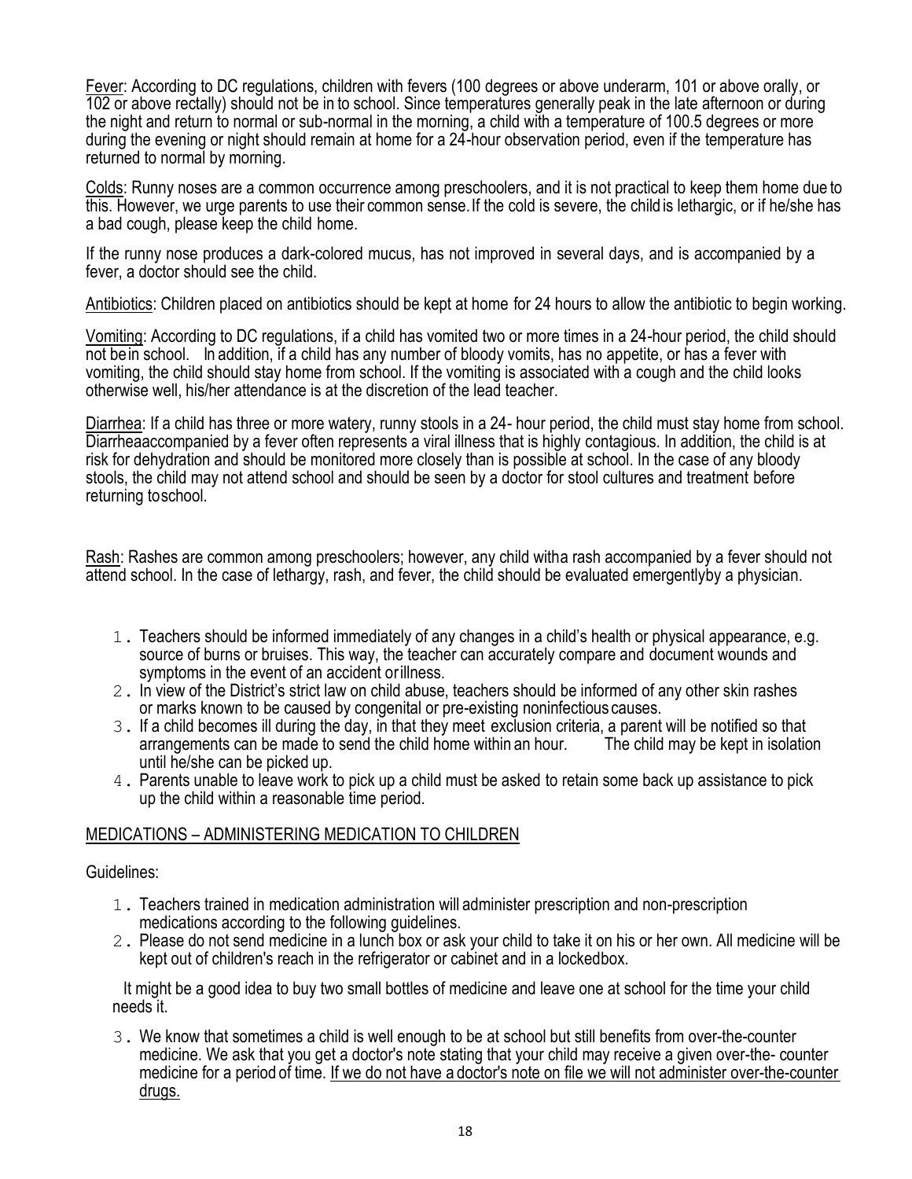Fever: According to DC regulations, children with fevers (100 degrees or above underarm, 101 or above orally, or 102 or above rectally) should not be in to school. Since temperatures generally peak in the late afternoon or during the night and return to normal or sub-normal in the morning, a child with a temperature of 100.5 degrees or more during the evening or night should remain at home for a 24-hour observation period, even if the temperature has returned to normal by morning.

Colds: Runny noses are a common occurrence among preschoolers, and it is not practical to keep them home due to this. However, we urge parents to use their common sense. If the cold is severe, the child is lethargic, or if he/she has a bad cough, please keep the child home.

If the runny nose produces a dark-colored mucus, has not improved in several days, and is accompanied by a fever, a doctor should see the child.

Antibiotics: Children placed on antibiotics should be kept at home for 24 hours to allow the antibiotic to begin working.

Vomiting: According to DC regulations, if a child has vomited two or more times in a 24-hour period, the child should not be in school. In addition, if a child has any number of bloody vomits, has no appetite, or has a fever with vomiting, the child should stay home from school. If the vomiting is associated with a cough and the child looks otherwise well, his/her attendance is at the discretion of the lead teacher.

Diarrhea: If a child has three or more watery, runny stools in a 24- hour period, the child must stay home from school. Diarrhea accompanied by a fever often represents a viral illness that is highly contagious. In addition, the child is at risk for dehydration and should be monitored more closely than is possible at school. In the case of any bloody stools, the child may not attend school and should be seen by a doctor for stool cultures and treatment before returning to school.

Rash: Rashes are common among preschoolers; however, any child with a rash accompanied by a fever should not attend school. In the case of lethargy, rash, and fever, the child should be evaluated emergently by a physician.

1. Teachers should be informed immediately of any changes in a child's health or physical appearance, e.g. source of burns or bruises. This way, the teacher can accurately compare and document wounds and symptoms in the event of an accident or illness.
2. In view of the District's strict law on child abuse, teachers should be informed of any other skin rashes or marks known to be caused by congenital or pre-existing noninfectious causes.
3. If a child becomes ill during the day, in that they meet exclusion criteria, a parent will be notified so that arrangements can be made to send the child home within an hour. The child may be kept in isolation until he/she can be picked up.
4. Parents unable to leave work to pick up a child must be asked to retain some back up assistance to pick up the child within a reasonable time period.

## MEDICATIONS – ADMINISTERING MEDICATION TO CHILDREN

Guidelines:

1. Teachers trained in medication administration will administer prescription and non-prescription medications according to the following guidelines.
2. Please do not send medicine in a lunch box or ask your child to take it on his or her own. All medicine will be kept out of children's reach in the refrigerator or cabinet and in a locked box.

   It might be a good idea to buy two small bottles of medicine and leave one at school for the time your child needs it.

3. We know that sometimes a child is well enough to be at school but still benefits from over-the-counter medicine. We ask that you get a doctor's note stating that your child may receive a given over-the- counter medicine for a period of time. If we do not have a doctor's note on file we will not administer over-the-counter drugs.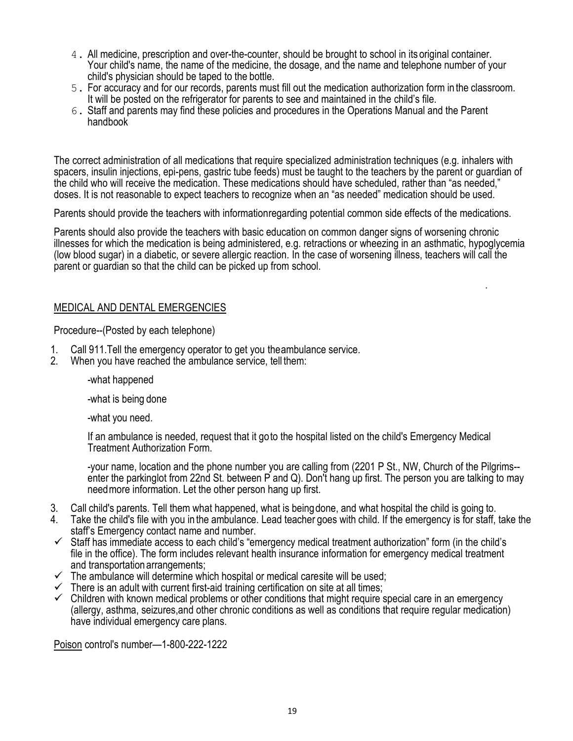4. All medicine, prescription and over-the-counter, should be brought to school in its original container. Your child's name, the name of the medicine, the dosage, and the name and telephone number of your child's physician should be taped to the bottle.
5. For accuracy and for our records, parents must fill out the medication authorization form in the classroom. It will be posted on the refrigerator for parents to see and maintained in the child's file.
6. Staff and parents may find these policies and procedures in the Operations Manual and the Parent handbook

The correct administration of all medications that require specialized administration techniques (e.g. inhalers with spacers, insulin injections, epi-pens, gastric tube feeds) must be taught to the teachers by the parent or guardian of the child who will receive the medication. These medications should have scheduled, rather than "as needed," doses. It is not reasonable to expect teachers to recognize when an "as needed" medication should be used.

Parents should provide the teachers with information regarding potential common side effects of the medications.

Parents should also provide the teachers with basic education on common danger signs of worsening chronic illnesses for which the medication is being administered, e.g. retractions or wheezing in an asthmatic, hypoglycemia (low blood sugar) in a diabetic, or severe allergic reaction. In the case of worsening illness, teachers will call the parent or guardian so that the child can be picked up from school.

## MEDICAL AND DENTAL EMERGENCIES

Procedure--(Posted by each telephone)

1. Call 911. Tell the emergency operator to get you the ambulance service.
2. When you have reached the ambulance service, tell them:

   -what happened

   -what is being done

   -what you need.

   If an ambulance is needed, request that it go to the hospital listed on the child's Emergency Medical Treatment Authorization Form.

   -your name, location and the phone number you are calling from (2201 P St., NW, Church of the Pilgrims--enter the parking lot from 22nd St. between P and Q). Don't hang up first. The person you are talking to may need more information. Let the other person hang up first.

3. Call child's parents. Tell them what happened, what is being done, and what hospital the child is going to.
4. Take the child's file with you in the ambulance. Lead teacher goes with child. If the emergency is for staff, take the staff's Emergency contact name and number.

- ✓ Staff has immediate access to each child's "emergency medical treatment authorization" form (in the child's file in the office). The form includes relevant health insurance information for emergency medical treatment and transportation arrangements;
- ✓ The ambulance will determine which hospital or medical care site will be used;
- ✓ There is an adult with current first-aid training certification on site at all times;
- ✓ Children with known medical problems or other conditions that might require special care in an emergency (allergy, asthma, seizures, and other chronic conditions as well as conditions that require regular medication) have individual emergency care plans.

Poison control's number—1-800-222-1222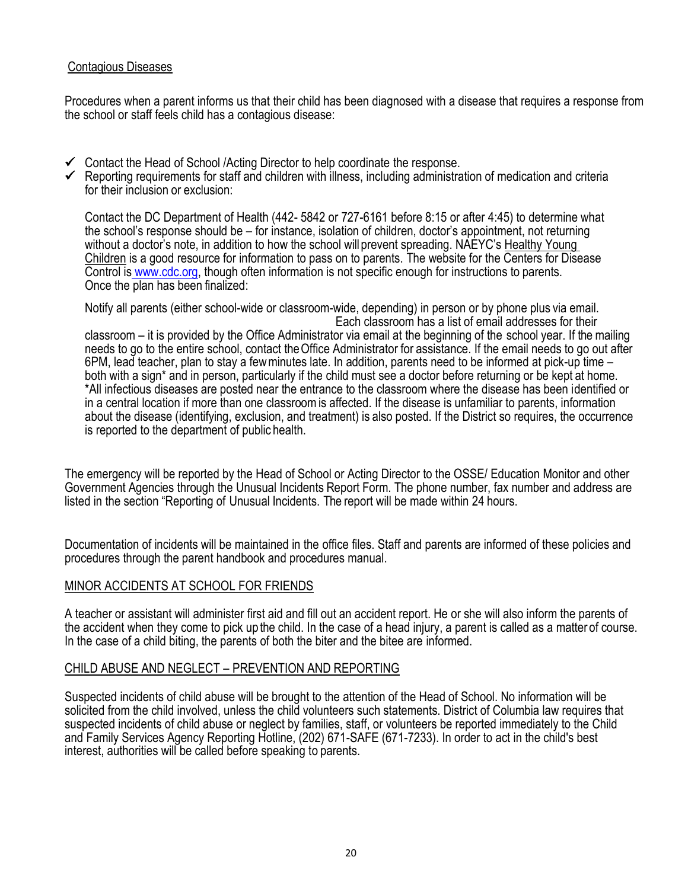Contagious Diseases

Procedures when a parent informs us that their child has been diagnosed with a disease that requires a response from the school or staff feels child has a contagious disease:

- ✓ Contact the Head of School /Acting Director to help coordinate the response.
- ✓ Reporting requirements for staff and children with illness, including administration of medication and criteria for their inclusion or exclusion:

  Contact the DC Department of Health (442- 5842 or 727-6161 before 8:15 or after 4:45) to determine what the school's response should be – for instance, isolation of children, doctor's appointment, not returning without a doctor's note, in addition to how the school will prevent spreading. NAEYC's Healthy Young Children is a good resource for information to pass on to parents. The website for the Centers for Disease Control is www.cdc.org, though often information is not specific enough for instructions to parents. Once the plan has been finalized:

  Notify all parents (either school-wide or classroom-wide, depending) in person or by phone plus via email. Each classroom has a list of email addresses for their classroom – it is provided by the Office Administrator via email at the beginning of the school year. If the mailing needs to go to the entire school, contact the Office Administrator for assistance. If the email needs to go out after 6PM, lead teacher, plan to stay a few minutes late. In addition, parents need to be informed at pick-up time – both with a sign* and in person, particularly if the child must see a doctor before returning or be kept at home. *All infectious diseases are posted near the entrance to the classroom where the disease has been identified or in a central location if more than one classroom is affected. If the disease is unfamiliar to parents, information about the disease (identifying, exclusion, and treatment) is also posted. If the District so requires, the occurrence is reported to the department of public health.

The emergency will be reported by the Head of School or Acting Director to the OSSE/ Education Monitor and other Government Agencies through the Unusual Incidents Report Form. The phone number, fax number and address are listed in the section "Reporting of Unusual Incidents. The report will be made within 24 hours.

Documentation of incidents will be maintained in the office files. Staff and parents are informed of these policies and procedures through the parent handbook and procedures manual.

MINOR ACCIDENTS AT SCHOOL FOR FRIENDS

A teacher or assistant will administer first aid and fill out an accident report. He or she will also inform the parents of the accident when they come to pick up the child. In the case of a head injury, a parent is called as a matter of course. In the case of a child biting, the parents of both the biter and the bitee are informed.

CHILD ABUSE AND NEGLECT – PREVENTION AND REPORTING

Suspected incidents of child abuse will be brought to the attention of the Head of School. No information will be solicited from the child involved, unless the child volunteers such statements. District of Columbia law requires that suspected incidents of child abuse or neglect by families, staff, or volunteers be reported immediately to the Child and Family Services Agency Reporting Hotline, (202) 671-SAFE (671-7233). In order to act in the child's best interest, authorities will be called before speaking to parents.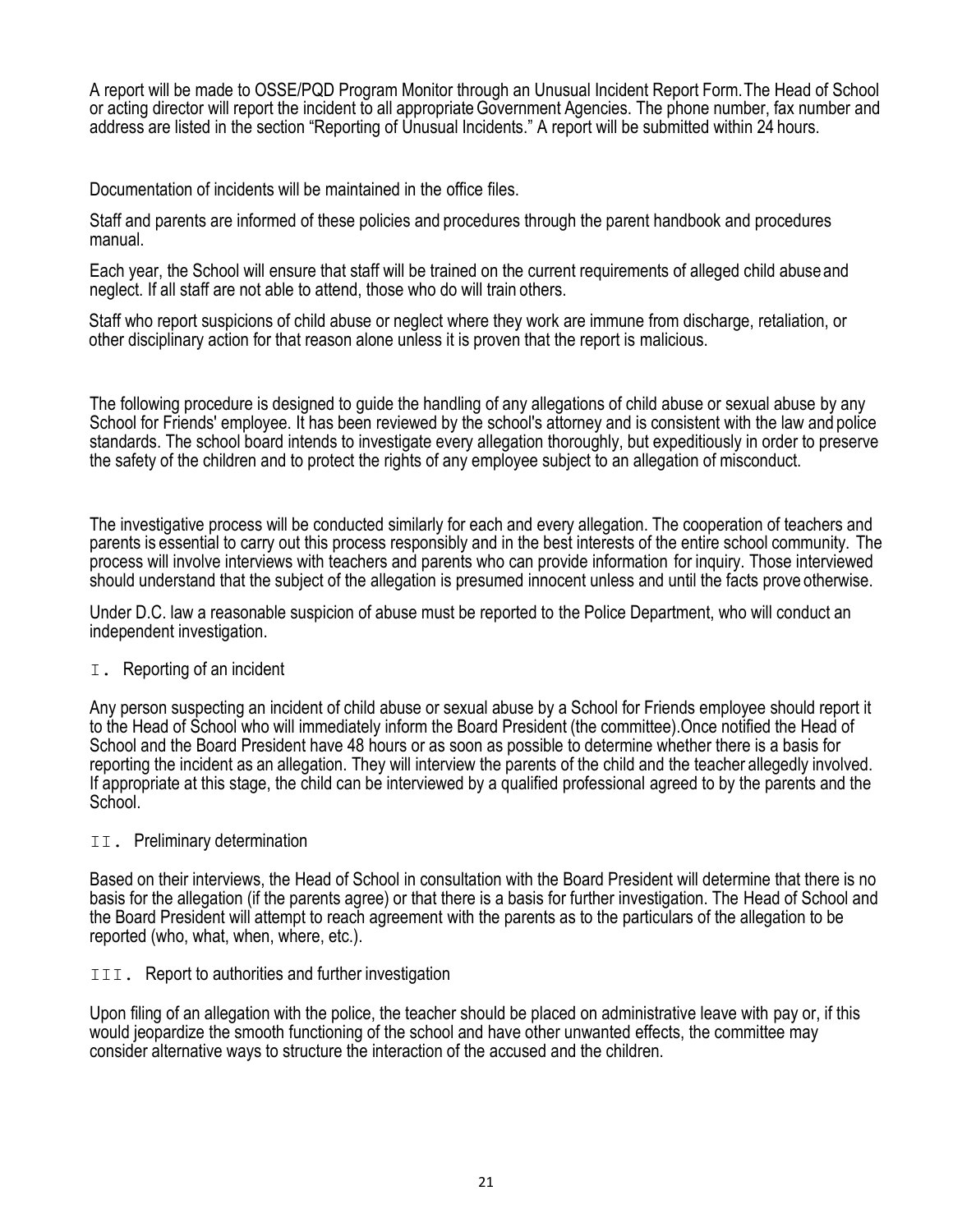A report will be made to OSSE/PQD Program Monitor through an Unusual Incident Report Form. The Head of School or acting director will report the incident to all appropriate Government Agencies. The phone number, fax number and address are listed in the section "Reporting of Unusual Incidents." A report will be submitted within 24 hours.

Documentation of incidents will be maintained in the office files.

Staff and parents are informed of these policies and procedures through the parent handbook and procedures manual.

Each year, the School will ensure that staff will be trained on the current requirements of alleged child abuse and neglect. If all staff are not able to attend, those who do will train others.

Staff who report suspicions of child abuse or neglect where they work are immune from discharge, retaliation, or other disciplinary action for that reason alone unless it is proven that the report is malicious.

The following procedure is designed to guide the handling of any allegations of child abuse or sexual abuse by any School for Friends' employee. It has been reviewed by the school's attorney and is consistent with the law and police standards. The school board intends to investigate every allegation thoroughly, but expeditiously in order to preserve the safety of the children and to protect the rights of any employee subject to an allegation of misconduct.

The investigative process will be conducted similarly for each and every allegation. The cooperation of teachers and parents is essential to carry out this process responsibly and in the best interests of the entire school community. The process will involve interviews with teachers and parents who can provide information for inquiry. Those interviewed should understand that the subject of the allegation is presumed innocent unless and until the facts prove otherwise.

Under D.C. law a reasonable suspicion of abuse must be reported to the Police Department, who will conduct an independent investigation.

I. Reporting of an incident

Any person suspecting an incident of child abuse or sexual abuse by a School for Friends employee should report it to the Head of School who will immediately inform the Board President (the committee). Once notified the Head of School and the Board President have 48 hours or as soon as possible to determine whether there is a basis for reporting the incident as an allegation. They will interview the parents of the child and the teacher allegedly involved. If appropriate at this stage, the child can be interviewed by a qualified professional agreed to by the parents and the School.

II. Preliminary determination

Based on their interviews, the Head of School in consultation with the Board President will determine that there is no basis for the allegation (if the parents agree) or that there is a basis for further investigation. The Head of School and the Board President will attempt to reach agreement with the parents as to the particulars of the allegation to be reported (who, what, when, where, etc.).

III. Report to authorities and further investigation

Upon filing of an allegation with the police, the teacher should be placed on administrative leave with pay or, if this would jeopardize the smooth functioning of the school and have other unwanted effects, the committee may consider alternative ways to structure the interaction of the accused and the children.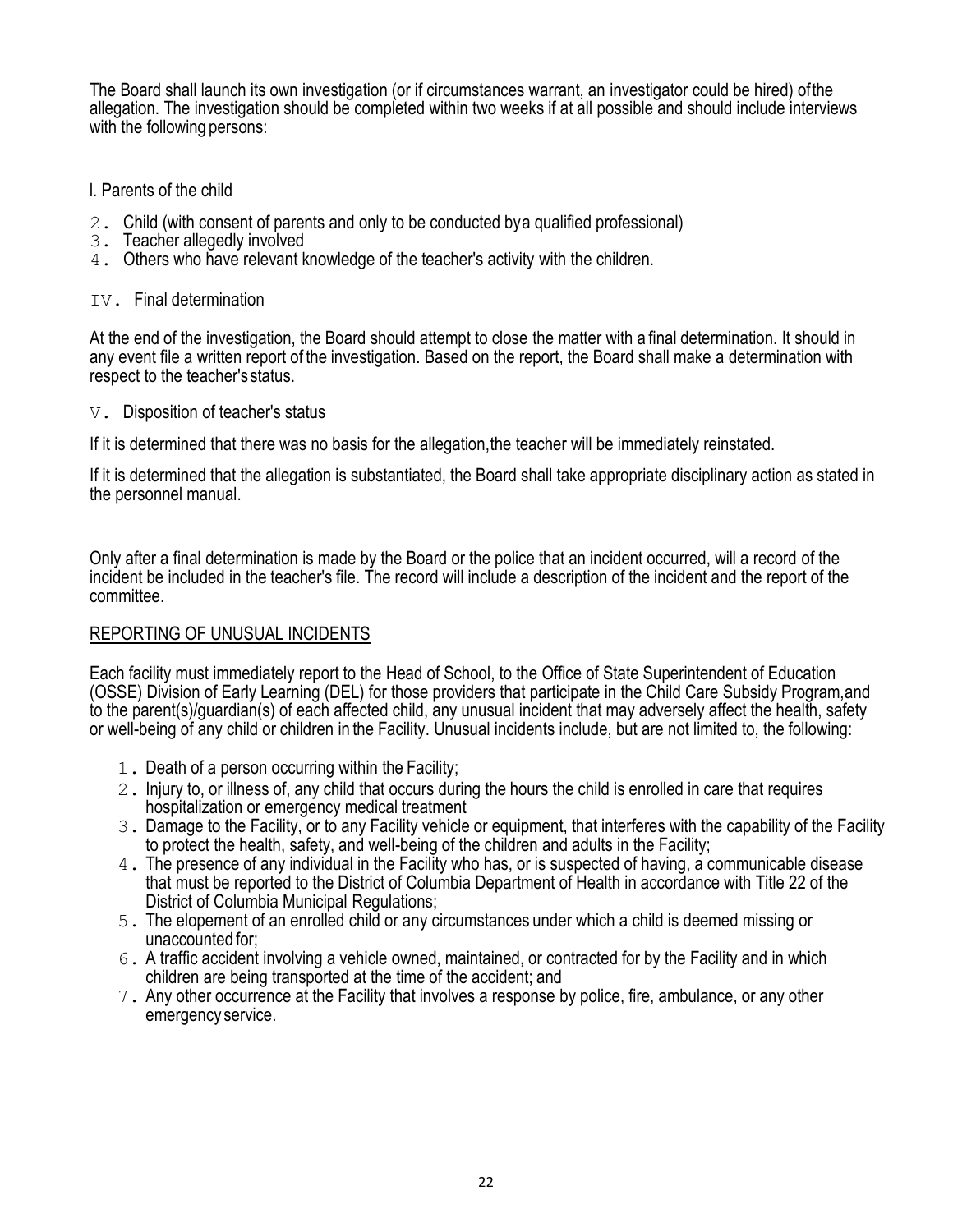The Board shall launch its own investigation (or if circumstances warrant, an investigator could be hired) of the allegation. The investigation should be completed within two weeks if at all possible and should include interviews with the following persons:

l. Parents of the child

2. Child (with consent of parents and only to be conducted by a qualified professional)
3. Teacher allegedly involved
4. Others who have relevant knowledge of the teacher's activity with the children.

IV. Final determination

At the end of the investigation, the Board should attempt to close the matter with a final determination. It should in any event file a written report of the investigation. Based on the report, the Board shall make a determination with respect to the teacher's status.

V. Disposition of teacher's status

If it is determined that there was no basis for the allegation, the teacher will be immediately reinstated.

If it is determined that the allegation is substantiated, the Board shall take appropriate disciplinary action as stated in the personnel manual.

Only after a final determination is made by the Board or the police that an incident occurred, will a record of the incident be included in the teacher's file. The record will include a description of the incident and the report of the committee.

## REPORTING OF UNUSUAL INCIDENTS

Each facility must immediately report to the Head of School, to the Office of State Superintendent of Education (OSSE) Division of Early Learning (DEL) for those providers that participate in the Child Care Subsidy Program, and to the parent(s)/guardian(s) of each affected child, any unusual incident that may adversely affect the health, safety or well-being of any child or children in the Facility. Unusual incidents include, but are not limited to, the following:

1. Death of a person occurring within the Facility;
2. Injury to, or illness of, any child that occurs during the hours the child is enrolled in care that requires hospitalization or emergency medical treatment
3. Damage to the Facility, or to any Facility vehicle or equipment, that interferes with the capability of the Facility to protect the health, safety, and well-being of the children and adults in the Facility;
4. The presence of any individual in the Facility who has, or is suspected of having, a communicable disease that must be reported to the District of Columbia Department of Health in accordance with Title 22 of the District of Columbia Municipal Regulations;
5. The elopement of an enrolled child or any circumstances under which a child is deemed missing or unaccounted for;
6. A traffic accident involving a vehicle owned, maintained, or contracted for by the Facility and in which children are being transported at the time of the accident; and
7. Any other occurrence at the Facility that involves a response by police, fire, ambulance, or any other emergency service.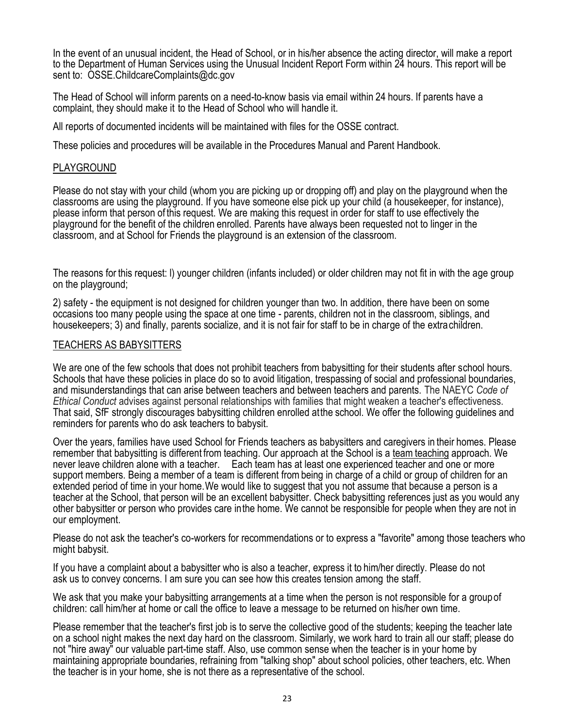In the event of an unusual incident, the Head of School, or in his/her absence the acting director, will make a report to the Department of Human Services using the Unusual Incident Report Form within 24 hours. This report will be sent to: OSSE.ChildcareComplaints@dc.gov

The Head of School will inform parents on a need-to-know basis via email within 24 hours. If parents have a complaint, they should make it to the Head of School who will handle it.

All reports of documented incidents will be maintained with files for the OSSE contract.

These policies and procedures will be available in the Procedures Manual and Parent Handbook.

## PLAYGROUND

Please do not stay with your child (whom you are picking up or dropping off) and play on the playground when the classrooms are using the playground. If you have someone else pick up your child (a housekeeper, for instance), please inform that person of this request. We are making this request in order for staff to use effectively the playground for the benefit of the children enrolled. Parents have always been requested not to linger in the classroom, and at School for Friends the playground is an extension of the classroom.

The reasons for this request: l) younger children (infants included) or older children may not fit in with the age group on the playground;

2) safety - the equipment is not designed for children younger than two. In addition, there have been on some occasions too many people using the space at one time - parents, children not in the classroom, siblings, and housekeepers; 3) and finally, parents socialize, and it is not fair for staff to be in charge of the extra children.

## TEACHERS AS BABYSITTERS

We are one of the few schools that does not prohibit teachers from babysitting for their students after school hours. Schools that have these policies in place do so to avoid litigation, trespassing of social and professional boundaries, and misunderstandings that can arise between teachers and between teachers and parents. The NAEYC *Code of Ethical Conduct* advises against personal relationships with families that might weaken a teacher's effectiveness. That said, SfF strongly discourages babysitting children enrolled at the school. We offer the following guidelines and reminders for parents who do ask teachers to babysit.

Over the years, families have used School for Friends teachers as babysitters and caregivers in their homes. Please remember that babysitting is different from teaching. Our approach at the School is a team teaching approach. We never leave children alone with a teacher. Each team has at least one experienced teacher and one or more support members. Being a member of a team is different from being in charge of a child or group of children for an extended period of time in your home. We would like to suggest that you not assume that because a person is a teacher at the School, that person will be an excellent babysitter. Check babysitting references just as you would any other babysitter or person who provides care in the home. We cannot be responsible for people when they are not in our employment.

Please do not ask the teacher's co-workers for recommendations or to express a "favorite" among those teachers who might babysit.

If you have a complaint about a babysitter who is also a teacher, express it to him/her directly. Please do not ask us to convey concerns. I am sure you can see how this creates tension among the staff.

We ask that you make your babysitting arrangements at a time when the person is not responsible for a group of children: call him/her at home or call the office to leave a message to be returned on his/her own time.

Please remember that the teacher's first job is to serve the collective good of the students; keeping the teacher late on a school night makes the next day hard on the classroom. Similarly, we work hard to train all our staff; please do not "hire away" our valuable part-time staff. Also, use common sense when the teacher is in your home by maintaining appropriate boundaries, refraining from "talking shop" about school policies, other teachers, etc. When the teacher is in your home, she is not there as a representative of the school.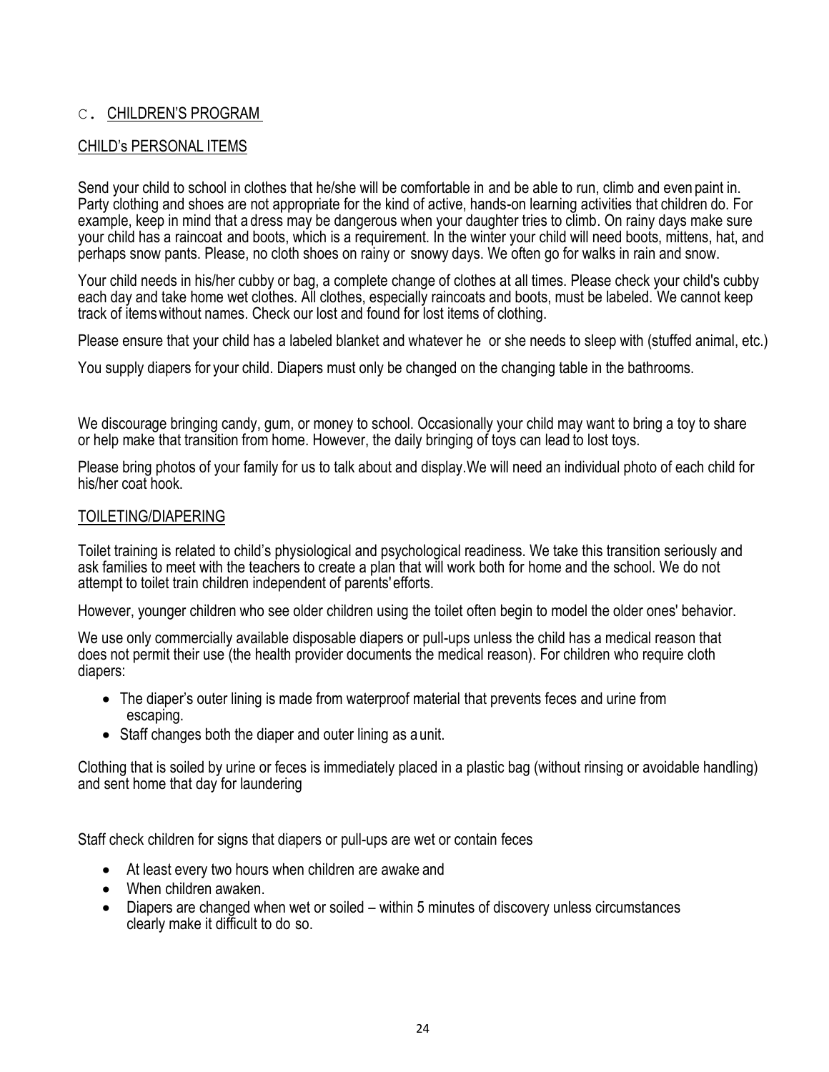## C. CHILDREN'S PROGRAM

### CHILD's PERSONAL ITEMS

Send your child to school in clothes that he/she will be comfortable in and be able to run, climb and even paint in. Party clothing and shoes are not appropriate for the kind of active, hands-on learning activities that children do. For example, keep in mind that a dress may be dangerous when your daughter tries to climb. On rainy days make sure your child has a raincoat and boots, which is a requirement. In the winter your child will need boots, mittens, hat, and perhaps snow pants. Please, no cloth shoes on rainy or snowy days. We often go for walks in rain and snow.

Your child needs in his/her cubby or bag, a complete change of clothes at all times. Please check your child's cubby each day and take home wet clothes. All clothes, especially raincoats and boots, must be labeled. We cannot keep track of items without names. Check our lost and found for lost items of clothing.

Please ensure that your child has a labeled blanket and whatever he or she needs to sleep with (stuffed animal, etc.)

You supply diapers for your child. Diapers must only be changed on the changing table in the bathrooms.

We discourage bringing candy, gum, or money to school. Occasionally your child may want to bring a toy to share or help make that transition from home. However, the daily bringing of toys can lead to lost toys.

Please bring photos of your family for us to talk about and display. We will need an individual photo of each child for his/her coat hook.

### TOILETING/DIAPERING

Toilet training is related to child's physiological and psychological readiness. We take this transition seriously and ask families to meet with the teachers to create a plan that will work both for home and the school. We do not attempt to toilet train children independent of parents' efforts.

However, younger children who see older children using the toilet often begin to model the older ones' behavior.

We use only commercially available disposable diapers or pull-ups unless the child has a medical reason that does not permit their use (the health provider documents the medical reason). For children who require cloth diapers:

- The diaper's outer lining is made from waterproof material that prevents feces and urine from escaping.
- Staff changes both the diaper and outer lining as a unit.

Clothing that is soiled by urine or feces is immediately placed in a plastic bag (without rinsing or avoidable handling) and sent home that day for laundering

Staff check children for signs that diapers or pull-ups are wet or contain feces

- At least every two hours when children are awake and
- When children awaken.
- Diapers are changed when wet or soiled – within 5 minutes of discovery unless circumstances clearly make it difficult to do so.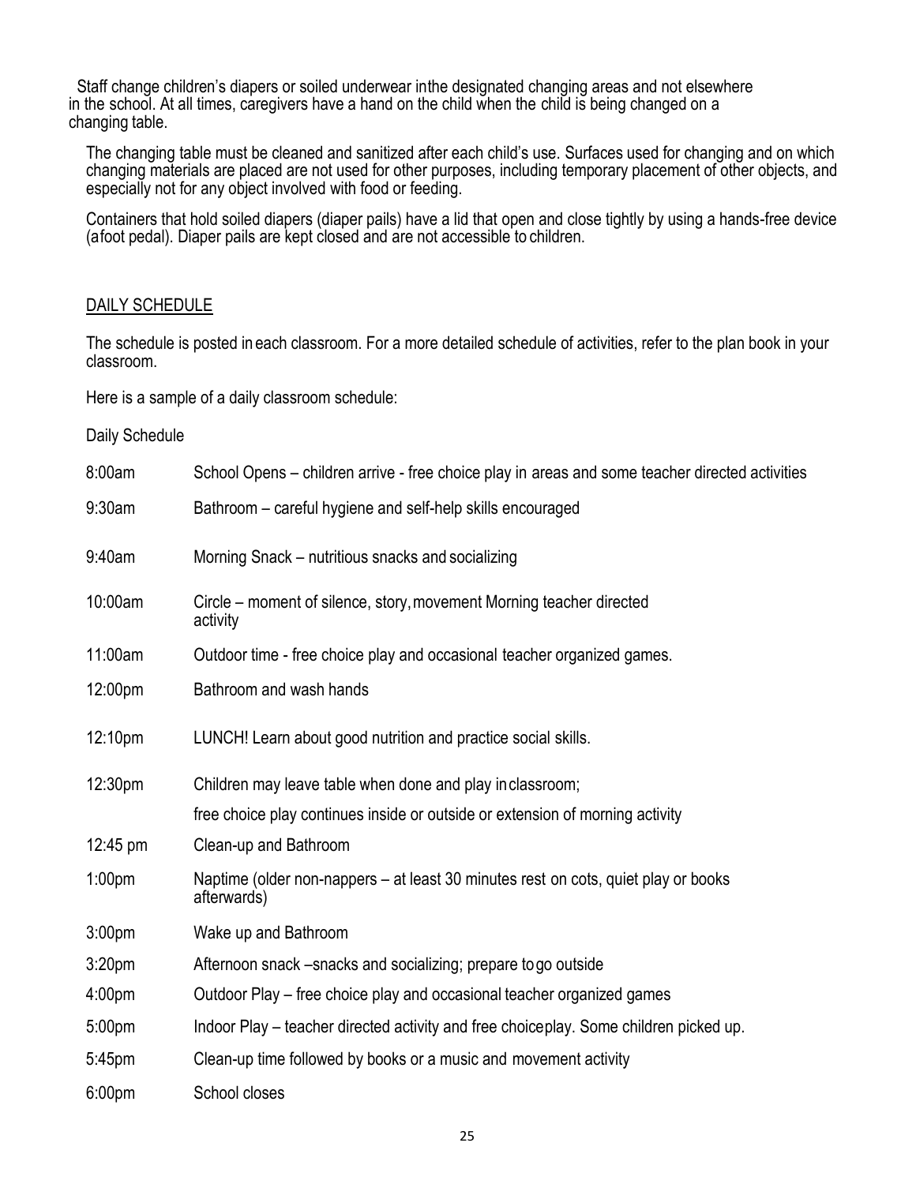Staff change children's diapers or soiled underwear inthe designated changing areas and not elsewhere in the school. At all times, caregivers have a hand on the child when the child is being changed on a changing table.

The changing table must be cleaned and sanitized after each child's use. Surfaces used for changing and on which changing materials are placed are not used for other purposes, including temporary placement of other objects, and especially not for any object involved with food or feeding.

Containers that hold soiled diapers (diaper pails) have a lid that open and close tightly by using a hands-free device (afoot pedal). Diaper pails are kept closed and are not accessible to children.

## DAILY SCHEDULE

The schedule is posted in each classroom. For a more detailed schedule of activities, refer to the plan book in your classroom.

Here is a sample of a daily classroom schedule:

Daily Schedule

| | |
|---|---|
| 8:00am | School Opens – children arrive - free choice play in areas and some teacher directed activities |
| 9:30am | Bathroom – careful hygiene and self-help skills encouraged |
| 9:40am | Morning Snack – nutritious snacks and socializing |
| 10:00am | Circle – moment of silence, story, movement Morning teacher directed activity |
| 11:00am | Outdoor time - free choice play and occasional teacher organized games. |
| 12:00pm | Bathroom and wash hands |
| 12:10pm | LUNCH! Learn about good nutrition and practice social skills. |
| 12:30pm | Children may leave table when done and play in classroom; free choice play continues inside or outside or extension of morning activity |
| 12:45 pm | Clean-up and Bathroom |
| 1:00pm | Naptime (older non-nappers – at least 30 minutes rest on cots, quiet play or books afterwards) |
| 3:00pm | Wake up and Bathroom |
| 3:20pm | Afternoon snack –snacks and socializing; prepare to go outside |
| 4:00pm | Outdoor Play – free choice play and occasional teacher organized games |
| 5:00pm | Indoor Play – teacher directed activity and free choiceplay. Some children picked up. |
| 5:45pm | Clean-up time followed by books or a music and movement activity |
| 6:00pm | School closes |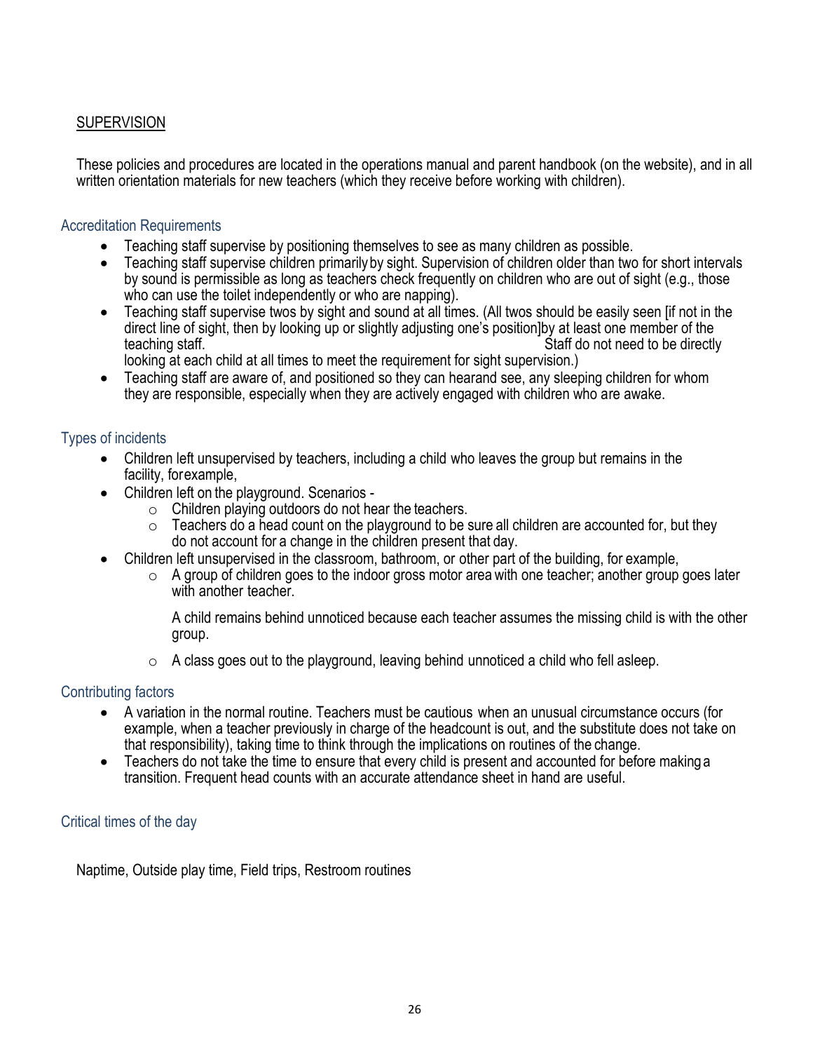## SUPERVISION

These policies and procedures are located in the operations manual and parent handbook (on the website), and in all written orientation materials for new teachers (which they receive before working with children).

### Accreditation Requirements

- Teaching staff supervise by positioning themselves to see as many children as possible.
- Teaching staff supervise children primarily by sight. Supervision of children older than two for short intervals by sound is permissible as long as teachers check frequently on children who are out of sight (e.g., those who can use the toilet independently or who are napping).
- Teaching staff supervise twos by sight and sound at all times. (All twos should be easily seen [if not in the direct line of sight, then by looking up or slightly adjusting one's position]by at least one member of the teaching staff. Staff do not need to be directly looking at each child at all times to meet the requirement for sight supervision.)
- Teaching staff are aware of, and positioned so they can hearand see, any sleeping children for whom they are responsible, especially when they are actively engaged with children who are awake.

### Types of incidents

- Children left unsupervised by teachers, including a child who leaves the group but remains in the facility, forexample,
- Children left on the playground. Scenarios -
  - Children playing outdoors do not hear the teachers.
  - Teachers do a head count on the playground to be sure all children are accounted for, but they do not account for a change in the children present that day.
- Children left unsupervised in the classroom, bathroom, or other part of the building, for example,
  - A group of children goes to the indoor gross motor area with one teacher; another group goes later with another teacher.

    A child remains behind unnoticed because each teacher assumes the missing child is with the other group.
  - A class goes out to the playground, leaving behind unnoticed a child who fell asleep.

### Contributing factors

- A variation in the normal routine. Teachers must be cautious when an unusual circumstance occurs (for example, when a teacher previously in charge of the headcount is out, and the substitute does not take on that responsibility), taking time to think through the implications on routines of the change.
- Teachers do not take the time to ensure that every child is present and accounted for before making a transition. Frequent head counts with an accurate attendance sheet in hand are useful.

### Critical times of the day

Naptime, Outside play time, Field trips, Restroom routines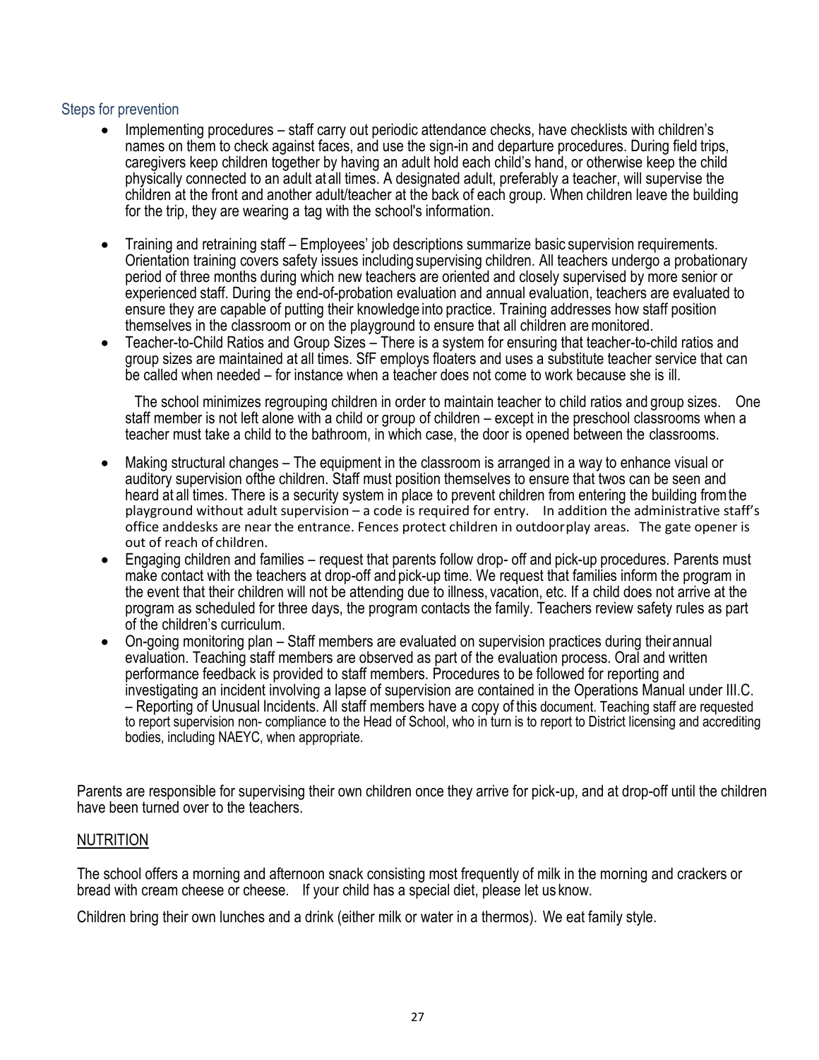### Steps for prevention

- Implementing procedures – staff carry out periodic attendance checks, have checklists with children's names on them to check against faces, and use the sign-in and departure procedures. During field trips, caregivers keep children together by having an adult hold each child's hand, or otherwise keep the child physically connected to an adult at all times. A designated adult, preferably a teacher, will supervise the children at the front and another adult/teacher at the back of each group. When children leave the building for the trip, they are wearing a tag with the school's information.
- Training and retraining staff – Employees' job descriptions summarize basic supervision requirements. Orientation training covers safety issues including supervising children. All teachers undergo a probationary period of three months during which new teachers are oriented and closely supervised by more senior or experienced staff. During the end-of-probation evaluation and annual evaluation, teachers are evaluated to ensure they are capable of putting their knowledge into practice. Training addresses how staff position themselves in the classroom or on the playground to ensure that all children are monitored.
- Teacher-to-Child Ratios and Group Sizes – There is a system for ensuring that teacher-to-child ratios and group sizes are maintained at all times. SfF employs floaters and uses a substitute teacher service that can be called when needed – for instance when a teacher does not come to work because she is ill.

  The school minimizes regrouping children in order to maintain teacher to child ratios and group sizes. One staff member is not left alone with a child or group of children – except in the preschool classrooms when a teacher must take a child to the bathroom, in which case, the door is opened between the classrooms.
- Making structural changes – The equipment in the classroom is arranged in a way to enhance visual or auditory supervision ofthe children. Staff must position themselves to ensure that twos can be seen and heard at all times. There is a security system in place to prevent children from entering the building from the playground without adult supervision – a code is required for entry. In addition the administrative staff's office anddesks are near the entrance. Fences protect children in outdoor play areas. The gate opener is out of reach of children.
- Engaging children and families – request that parents follow drop- off and pick-up procedures. Parents must make contact with the teachers at drop-off and pick-up time. We request that families inform the program in the event that their children will not be attending due to illness, vacation, etc. If a child does not arrive at the program as scheduled for three days, the program contacts the family. Teachers review safety rules as part of the children's curriculum.
- On-going monitoring plan – Staff members are evaluated on supervision practices during their annual evaluation. Teaching staff members are observed as part of the evaluation process. Oral and written performance feedback is provided to staff members. Procedures to be followed for reporting and investigating an incident involving a lapse of supervision are contained in the Operations Manual under III.C. – Reporting of Unusual Incidents. All staff members have a copy of this document. Teaching staff are requested to report supervision non- compliance to the Head of School, who in turn is to report to District licensing and accrediting bodies, including NAEYC, when appropriate.

Parents are responsible for supervising their own children once they arrive for pick-up, and at drop-off until the children have been turned over to the teachers.

## NUTRITION

The school offers a morning and afternoon snack consisting most frequently of milk in the morning and crackers or bread with cream cheese or cheese. If your child has a special diet, please let us know.

Children bring their own lunches and a drink (either milk or water in a thermos). We eat family style.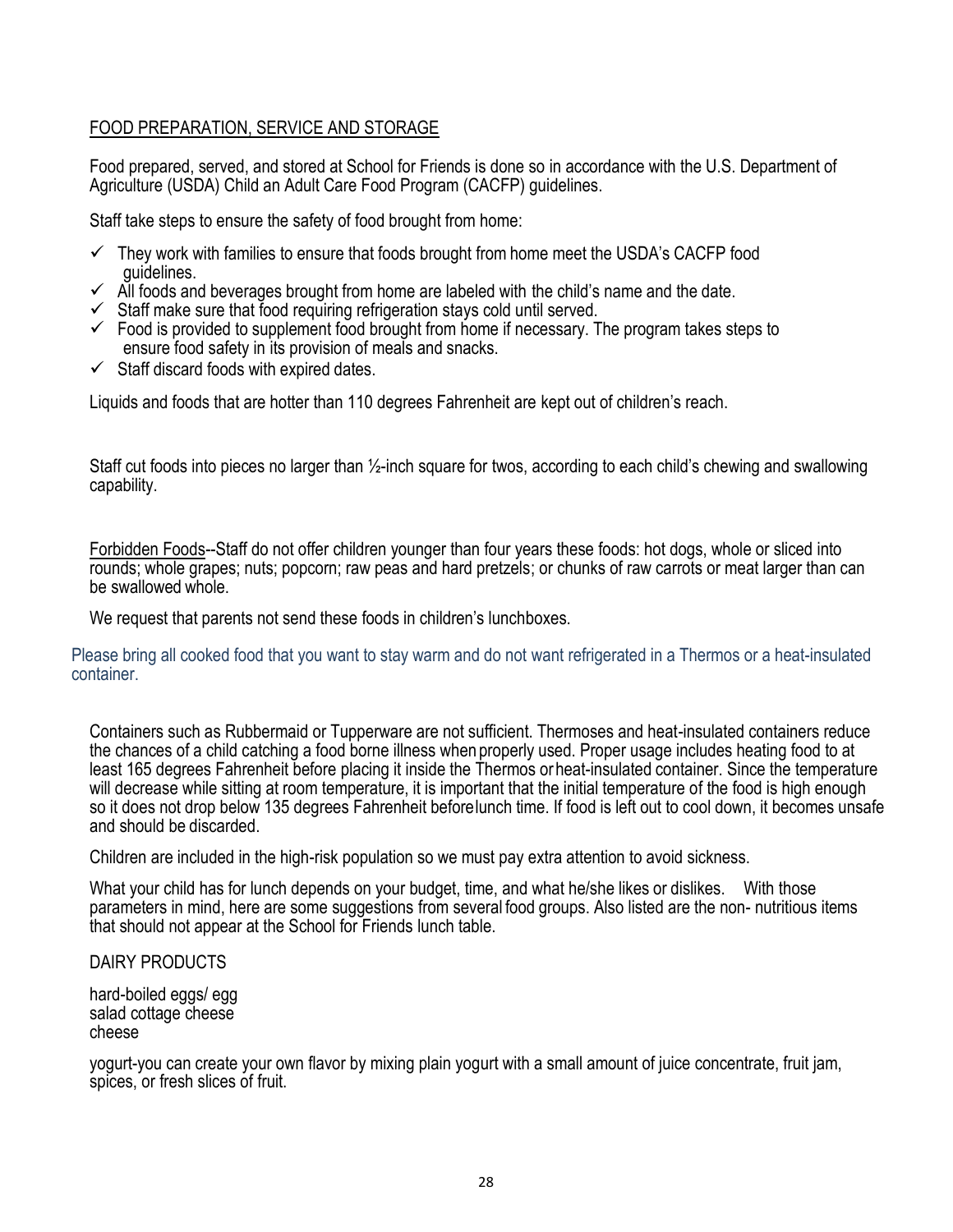## FOOD PREPARATION, SERVICE AND STORAGE

Food prepared, served, and stored at School for Friends is done so in accordance with the U.S. Department of Agriculture (USDA) Child an Adult Care Food Program (CACFP) guidelines.

Staff take steps to ensure the safety of food brought from home:

- ✓ They work with families to ensure that foods brought from home meet the USDA's CACFP food guidelines.
- ✓ All foods and beverages brought from home are labeled with the child's name and the date.
- ✓ Staff make sure that food requiring refrigeration stays cold until served.
- ✓ Food is provided to supplement food brought from home if necessary. The program takes steps to ensure food safety in its provision of meals and snacks.
- ✓ Staff discard foods with expired dates.

Liquids and foods that are hotter than 110 degrees Fahrenheit are kept out of children's reach.

Staff cut foods into pieces no larger than ½-inch square for twos, according to each child's chewing and swallowing capability.

Forbidden Foods--Staff do not offer children younger than four years these foods: hot dogs, whole or sliced into rounds; whole grapes; nuts; popcorn; raw peas and hard pretzels; or chunks of raw carrots or meat larger than can be swallowed whole.

We request that parents not send these foods in children's lunchboxes.

Please bring all cooked food that you want to stay warm and do not want refrigerated in a Thermos or a heat-insulated container.

Containers such as Rubbermaid or Tupperware are not sufficient. Thermoses and heat-insulated containers reduce the chances of a child catching a food borne illness when properly used. Proper usage includes heating food to at least 165 degrees Fahrenheit before placing it inside the Thermos or heat-insulated container. Since the temperature will decrease while sitting at room temperature, it is important that the initial temperature of the food is high enough so it does not drop below 135 degrees Fahrenheit before lunch time. If food is left out to cool down, it becomes unsafe and should be discarded.

Children are included in the high-risk population so we must pay extra attention to avoid sickness.

What your child has for lunch depends on your budget, time, and what he/she likes or dislikes. With those parameters in mind, here are some suggestions from several food groups. Also listed are the non- nutritious items that should not appear at the School for Friends lunch table.

DAIRY PRODUCTS

hard-boiled eggs/ egg salad cottage cheese cheese

yogurt-you can create your own flavor by mixing plain yogurt with a small amount of juice concentrate, fruit jam, spices, or fresh slices of fruit.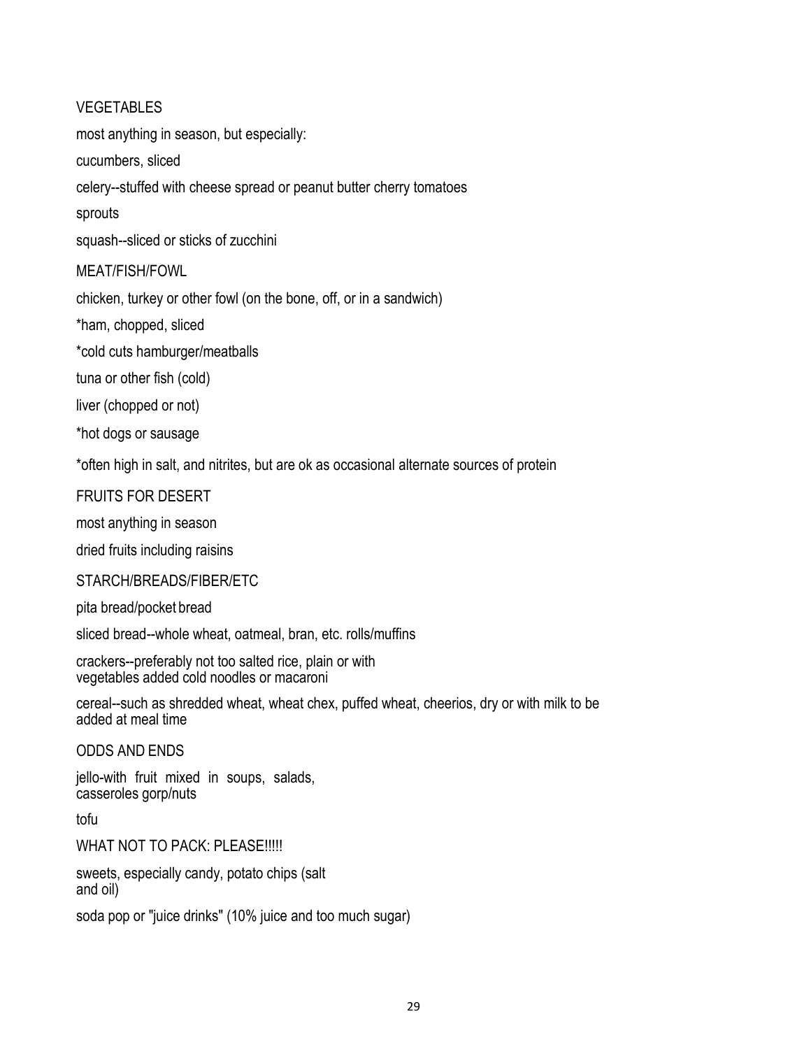VEGETABLES

most anything in season, but especially:

cucumbers, sliced

celery--stuffed with cheese spread or peanut butter cherry tomatoes

sprouts

squash--sliced or sticks of zucchini

MEAT/FISH/FOWL

chicken, turkey or other fowl (on the bone, off, or in a sandwich)

*ham, chopped, sliced

*cold cuts hamburger/meatballs

tuna or other fish (cold)

liver (chopped or not)

*hot dogs or sausage

*often high in salt, and nitrites, but are ok as occasional alternate sources of protein

FRUITS FOR DESERT

most anything in season

dried fruits including raisins

STARCH/BREADS/FIBER/ETC

pita bread/pocket bread

sliced bread--whole wheat, oatmeal, bran, etc. rolls/muffins

crackers--preferably not too salted rice, plain or with vegetables added cold noodles or macaroni

cereal--such as shredded wheat, wheat chex, puffed wheat, cheerios, dry or with milk to be added at meal time

ODDS AND ENDS

jello-with fruit mixed in soups, salads, casseroles gorp/nuts

tofu

WHAT NOT TO PACK: PLEASE!!!!!

sweets, especially candy, potato chips (salt and oil)

soda pop or "juice drinks" (10% juice and too much sugar)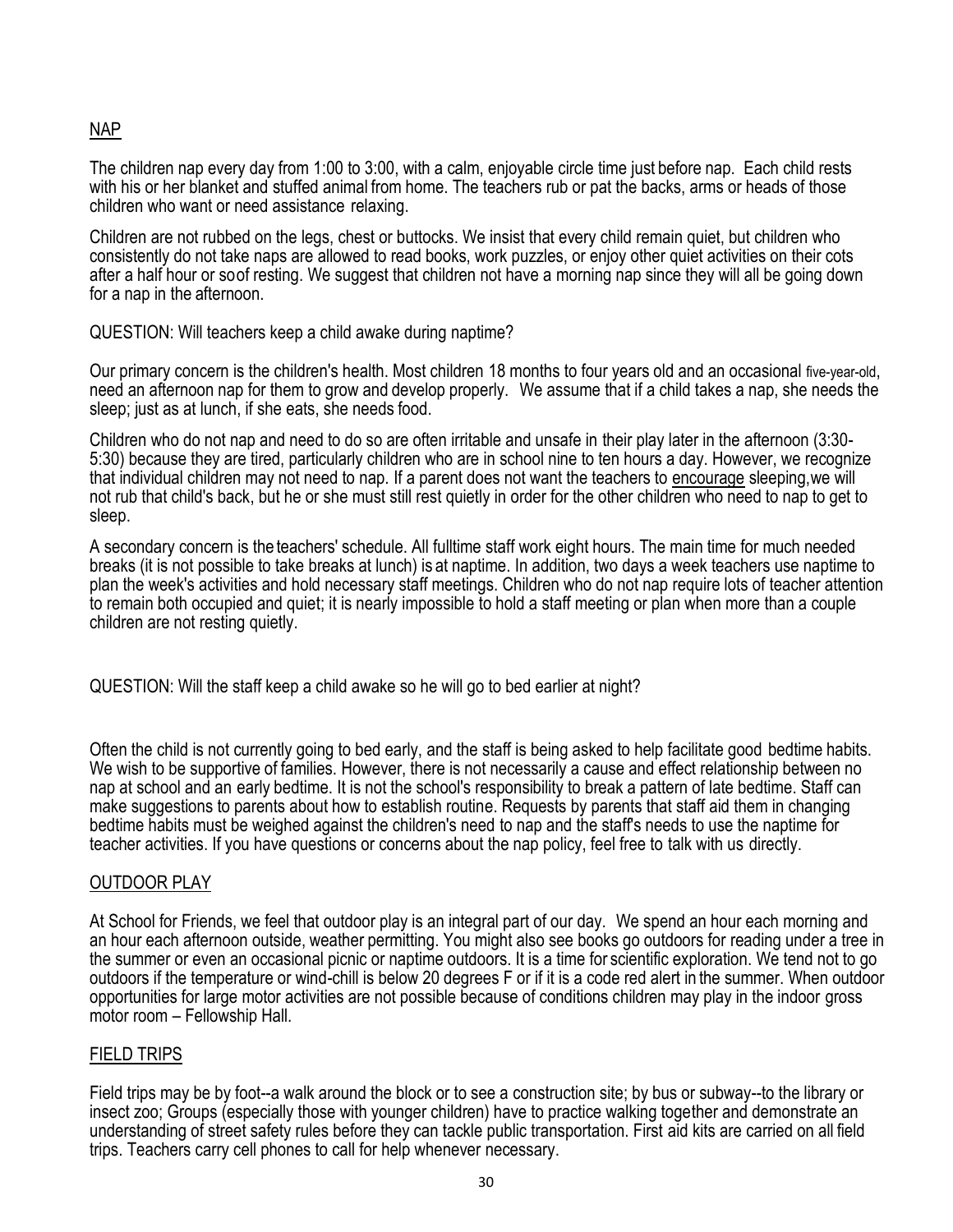## NAP

The children nap every day from 1:00 to 3:00, with a calm, enjoyable circle time just before nap. Each child rests with his or her blanket and stuffed animal from home. The teachers rub or pat the backs, arms or heads of those children who want or need assistance relaxing.

Children are not rubbed on the legs, chest or buttocks. We insist that every child remain quiet, but children who consistently do not take naps are allowed to read books, work puzzles, or enjoy other quiet activities on their cots after a half hour or soof resting. We suggest that children not have a morning nap since they will all be going down for a nap in the afternoon.

QUESTION: Will teachers keep a child awake during naptime?

Our primary concern is the children's health. Most children 18 months to four years old and an occasional five-year-old, need an afternoon nap for them to grow and develop properly. We assume that if a child takes a nap, she needs the sleep; just as at lunch, if she eats, she needs food.

Children who do not nap and need to do so are often irritable and unsafe in their play later in the afternoon (3:30-5:30) because they are tired, particularly children who are in school nine to ten hours a day. However, we recognize that individual children may not need to nap. If a parent does not want the teachers to encourage sleeping,we will not rub that child's back, but he or she must still rest quietly in order for the other children who need to nap to get to sleep.

A secondary concern is the teachers' schedule. All fulltime staff work eight hours. The main time for much needed breaks (it is not possible to take breaks at lunch) is at naptime. In addition, two days a week teachers use naptime to plan the week's activities and hold necessary staff meetings. Children who do not nap require lots of teacher attention to remain both occupied and quiet; it is nearly impossible to hold a staff meeting or plan when more than a couple children are not resting quietly.

QUESTION: Will the staff keep a child awake so he will go to bed earlier at night?

Often the child is not currently going to bed early, and the staff is being asked to help facilitate good bedtime habits. We wish to be supportive of families. However, there is not necessarily a cause and effect relationship between no nap at school and an early bedtime. It is not the school's responsibility to break a pattern of late bedtime. Staff can make suggestions to parents about how to establish routine. Requests by parents that staff aid them in changing bedtime habits must be weighed against the children's need to nap and the staff's needs to use the naptime for teacher activities. If you have questions or concerns about the nap policy, feel free to talk with us directly.

## OUTDOOR PLAY

At School for Friends, we feel that outdoor play is an integral part of our day. We spend an hour each morning and an hour each afternoon outside, weather permitting. You might also see books go outdoors for reading under a tree in the summer or even an occasional picnic or naptime outdoors. It is a time for scientific exploration. We tend not to go outdoors if the temperature or wind-chill is below 20 degrees F or if it is a code red alert in the summer. When outdoor opportunities for large motor activities are not possible because of conditions children may play in the indoor gross motor room – Fellowship Hall.

## FIELD TRIPS

Field trips may be by foot--a walk around the block or to see a construction site; by bus or subway--to the library or insect zoo; Groups (especially those with younger children) have to practice walking together and demonstrate an understanding of street safety rules before they can tackle public transportation. First aid kits are carried on all field trips. Teachers carry cell phones to call for help whenever necessary.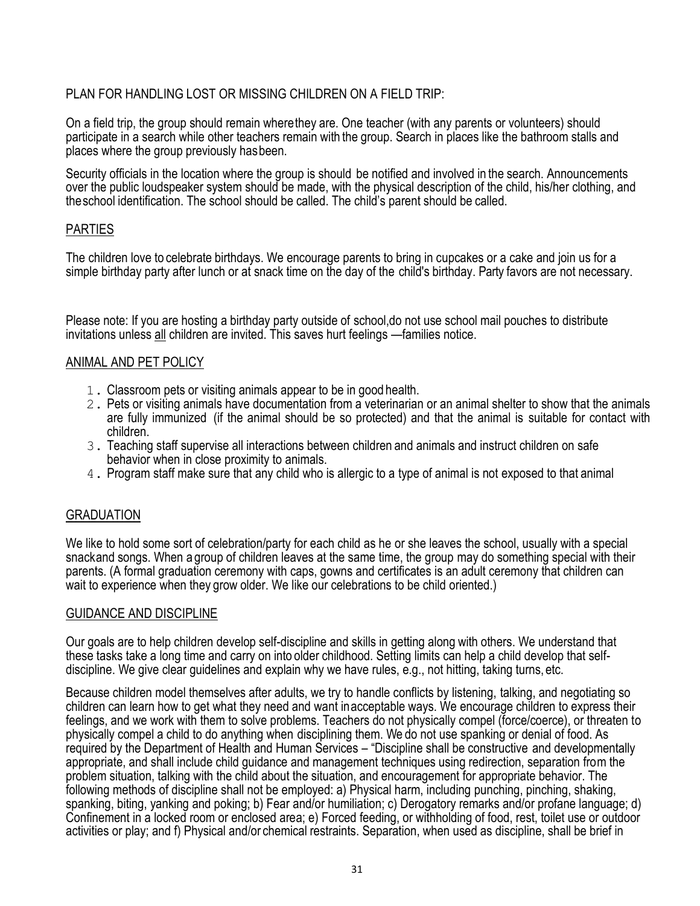PLAN FOR HANDLING LOST OR MISSING CHILDREN ON A FIELD TRIP:

On a field trip, the group should remain where they are. One teacher (with any parents or volunteers) should participate in a search while other teachers remain with the group. Search in places like the bathroom stalls and places where the group previously has been.

Security officials in the location where the group is should be notified and involved in the search. Announcements over the public loudspeaker system should be made, with the physical description of the child, his/her clothing, and the school identification. The school should be called. The child's parent should be called.

## PARTIES

The children love to celebrate birthdays. We encourage parents to bring in cupcakes or a cake and join us for a simple birthday party after lunch or at snack time on the day of the child's birthday. Party favors are not necessary.

Please note: If you are hosting a birthday party outside of school, do not use school mail pouches to distribute invitations unless all children are invited. This saves hurt feelings —families notice.

## ANIMAL AND PET POLICY

1. Classroom pets or visiting animals appear to be in good health.
2. Pets or visiting animals have documentation from a veterinarian or an animal shelter to show that the animals are fully immunized (if the animal should be so protected) and that the animal is suitable for contact with children.
3. Teaching staff supervise all interactions between children and animals and instruct children on safe behavior when in close proximity to animals.
4. Program staff make sure that any child who is allergic to a type of animal is not exposed to that animal

## GRADUATION

We like to hold some sort of celebration/party for each child as he or she leaves the school, usually with a special snack and songs. When a group of children leaves at the same time, the group may do something special with their parents. (A formal graduation ceremony with caps, gowns and certificates is an adult ceremony that children can wait to experience when they grow older. We like our celebrations to be child oriented.)

## GUIDANCE AND DISCIPLINE

Our goals are to help children develop self-discipline and skills in getting along with others. We understand that these tasks take a long time and carry on into older childhood. Setting limits can help a child develop that self-discipline. We give clear guidelines and explain why we have rules, e.g., not hitting, taking turns, etc.

Because children model themselves after adults, we try to handle conflicts by listening, talking, and negotiating so children can learn how to get what they need and want in acceptable ways. We encourage children to express their feelings, and we work with them to solve problems. Teachers do not physically compel (force/coerce), or threaten to physically compel a child to do anything when disciplining them. We do not use spanking or denial of food. As required by the Department of Health and Human Services – "Discipline shall be constructive and developmentally appropriate, and shall include child guidance and management techniques using redirection, separation from the problem situation, talking with the child about the situation, and encouragement for appropriate behavior. The following methods of discipline shall not be employed: a) Physical harm, including punching, pinching, shaking, spanking, biting, yanking and poking; b) Fear and/or humiliation; c) Derogatory remarks and/or profane language; d) Confinement in a locked room or enclosed area; e) Forced feeding, or withholding of food, rest, toilet use or outdoor activities or play; and f) Physical and/or chemical restraints. Separation, when used as discipline, shall be brief in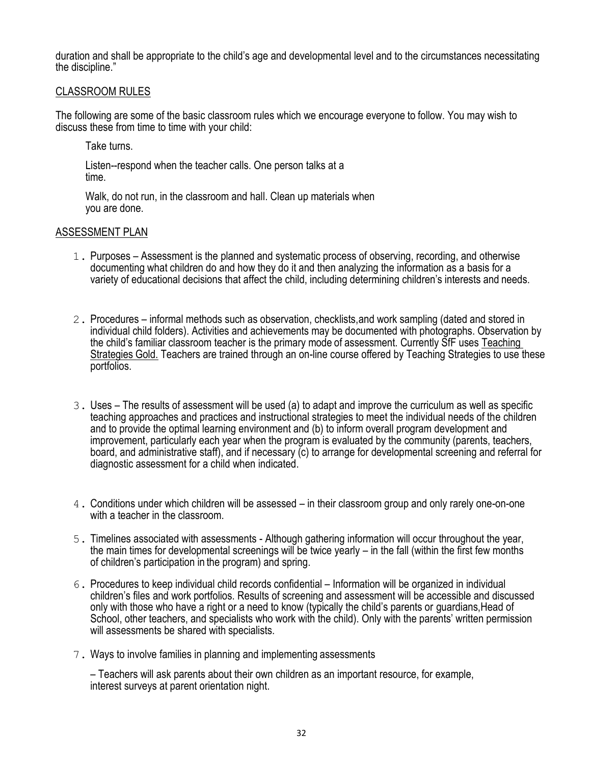duration and shall be appropriate to the child's age and developmental level and to the circumstances necessitating the discipline."

## CLASSROOM RULES

The following are some of the basic classroom rules which we encourage everyone to follow. You may wish to discuss these from time to time with your child:

Take turns.

Listen--respond when the teacher calls. One person talks at a time.

Walk, do not run, in the classroom and hall. Clean up materials when you are done.

## ASSESSMENT PLAN

1. Purposes – Assessment is the planned and systematic process of observing, recording, and otherwise documenting what children do and how they do it and then analyzing the information as a basis for a variety of educational decisions that affect the child, including determining children's interests and needs.

2. Procedures – informal methods such as observation, checklists,and work sampling (dated and stored in individual child folders). Activities and achievements may be documented with photographs. Observation by the child's familiar classroom teacher is the primary mode of assessment. Currently SfF uses Teaching Strategies Gold. Teachers are trained through an on-line course offered by Teaching Strategies to use these portfolios.

3. Uses – The results of assessment will be used (a) to adapt and improve the curriculum as well as specific teaching approaches and practices and instructional strategies to meet the individual needs of the children and to provide the optimal learning environment and (b) to inform overall program development and improvement, particularly each year when the program is evaluated by the community (parents, teachers, board, and administrative staff), and if necessary (c) to arrange for developmental screening and referral for diagnostic assessment for a child when indicated.

4. Conditions under which children will be assessed – in their classroom group and only rarely one-on-one with a teacher in the classroom.

5. Timelines associated with assessments - Although gathering information will occur throughout the year, the main times for developmental screenings will be twice yearly – in the fall (within the first few months of children's participation in the program) and spring.

6. Procedures to keep individual child records confidential – Information will be organized in individual children's files and work portfolios. Results of screening and assessment will be accessible and discussed only with those who have a right or a need to know (typically the child's parents or guardians,Head of School, other teachers, and specialists who work with the child). Only with the parents' written permission will assessments be shared with specialists.

7. Ways to involve families in planning and implementing assessments

   – Teachers will ask parents about their own children as an important resource, for example, interest surveys at parent orientation night.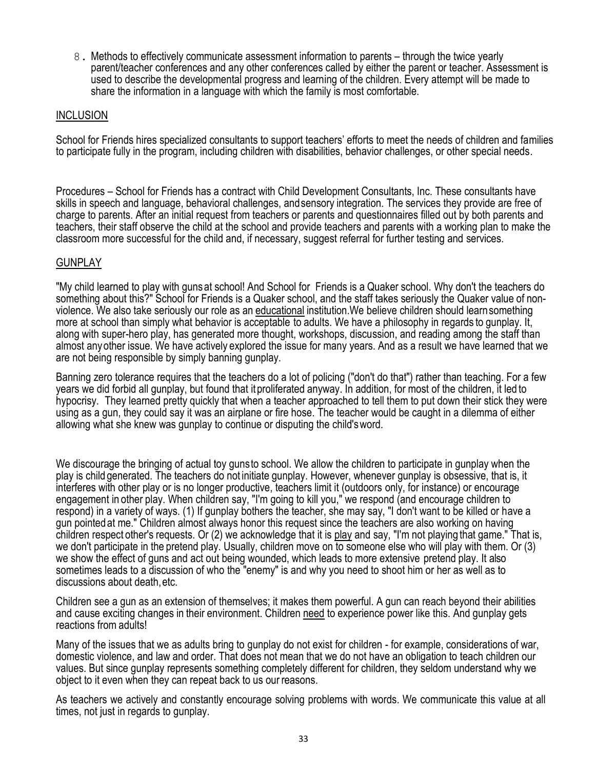8. Methods to effectively communicate assessment information to parents – through the twice yearly parent/teacher conferences and any other conferences called by either the parent or teacher. Assessment is used to describe the developmental progress and learning of the children. Every attempt will be made to share the information in a language with which the family is most comfortable.

## INCLUSION

School for Friends hires specialized consultants to support teachers' efforts to meet the needs of children and families to participate fully in the program, including children with disabilities, behavior challenges, or other special needs.

Procedures – School for Friends has a contract with Child Development Consultants, Inc. These consultants have skills in speech and language, behavioral challenges, and sensory integration. The services they provide are free of charge to parents. After an initial request from teachers or parents and questionnaires filled out by both parents and teachers, their staff observe the child at the school and provide teachers and parents with a working plan to make the classroom more successful for the child and, if necessary, suggest referral for further testing and services.

## GUNPLAY

"My child learned to play with guns at school! And School for Friends is a Quaker school. Why don't the teachers do something about this?" School for Friends is a Quaker school, and the staff takes seriously the Quaker value of non-violence. We also take seriously our role as an educational institution. We believe children should learn something more at school than simply what behavior is acceptable to adults. We have a philosophy in regards to gunplay. It, along with super-hero play, has generated more thought, workshops, discussion, and reading among the staff than almost any other issue. We have actively explored the issue for many years. And as a result we have learned that we are not being responsible by simply banning gunplay.

Banning zero tolerance requires that the teachers do a lot of policing ("don't do that") rather than teaching. For a few years we did forbid all gunplay, but found that it proliferated anyway. In addition, for most of the children, it led to hypocrisy. They learned pretty quickly that when a teacher approached to tell them to put down their stick they were using as a gun, they could say it was an airplane or fire hose. The teacher would be caught in a dilemma of either allowing what she knew was gunplay to continue or disputing the child's word.

We discourage the bringing of actual toy guns to school. We allow the children to participate in gunplay when the play is child generated. The teachers do not initiate gunplay. However, whenever gunplay is obsessive, that is, it interferes with other play or is no longer productive, teachers limit it (outdoors only, for instance) or encourage engagement in other play. When children say, "I'm going to kill you," we respond (and encourage children to respond) in a variety of ways. (1) If gunplay bothers the teacher, she may say, "I don't want to be killed or have a gun pointed at me." Children almost always honor this request since the teachers are also working on having children respect other's requests. Or (2) we acknowledge that it is play and say, "I'm not playing that game." That is, we don't participate in the pretend play. Usually, children move on to someone else who will play with them. Or (3) we show the effect of guns and act out being wounded, which leads to more extensive pretend play. It also sometimes leads to a discussion of who the "enemy" is and why you need to shoot him or her as well as to discussions about death, etc.

Children see a gun as an extension of themselves; it makes them powerful. A gun can reach beyond their abilities and cause exciting changes in their environment. Children need to experience power like this. And gunplay gets reactions from adults!

Many of the issues that we as adults bring to gunplay do not exist for children - for example, considerations of war, domestic violence, and law and order. That does not mean that we do not have an obligation to teach children our values. But since gunplay represents something completely different for children, they seldom understand why we object to it even when they can repeat back to us our reasons.

As teachers we actively and constantly encourage solving problems with words. We communicate this value at all times, not just in regards to gunplay.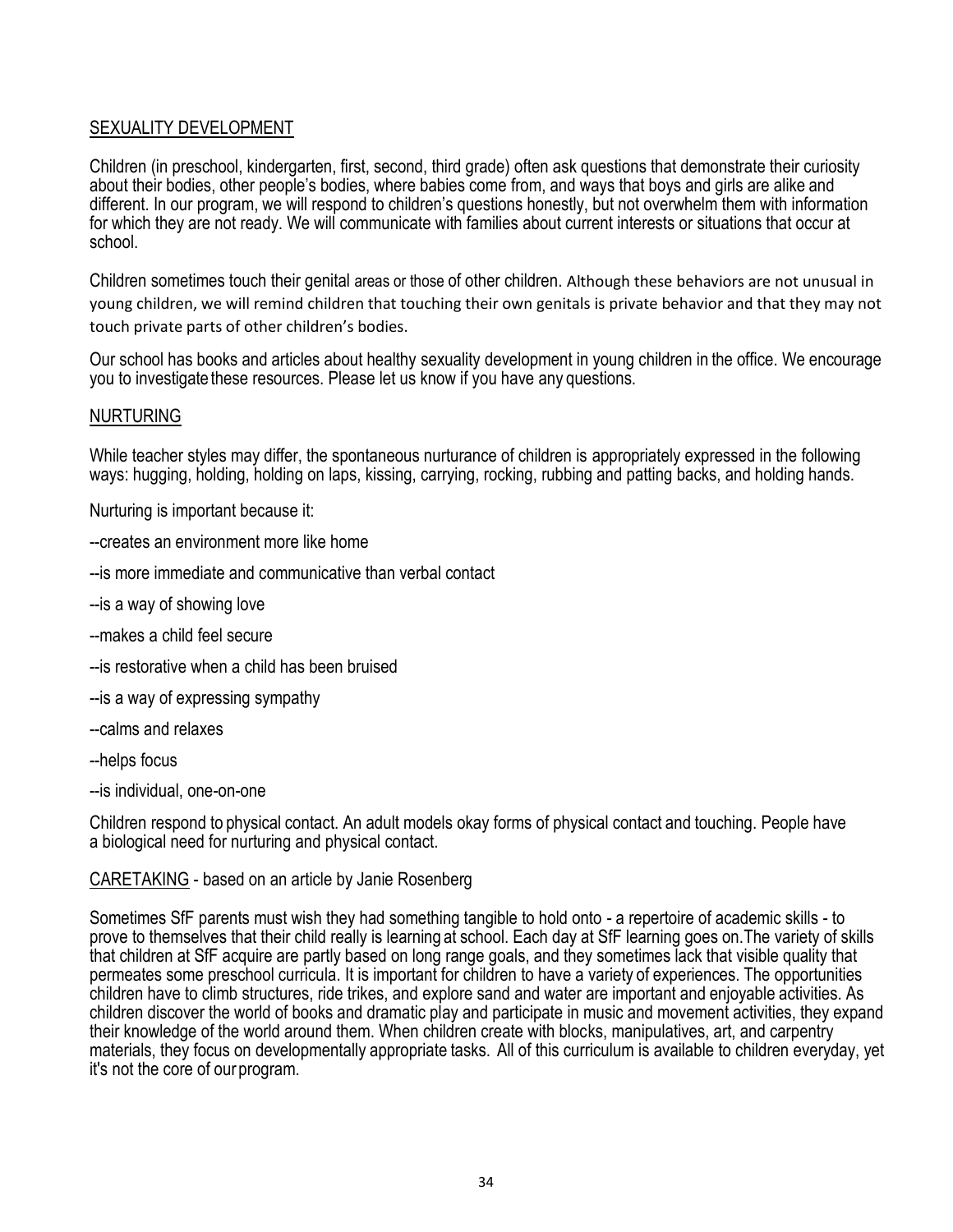## SEXUALITY DEVELOPMENT

Children (in preschool, kindergarten, first, second, third grade) often ask questions that demonstrate their curiosity about their bodies, other people's bodies, where babies come from, and ways that boys and girls are alike and different. In our program, we will respond to children's questions honestly, but not overwhelm them with information for which they are not ready. We will communicate with families about current interests or situations that occur at school.

Children sometimes touch their genital areas or those of other children. Although these behaviors are not unusual in young children, we will remind children that touching their own genitals is private behavior and that they may not touch private parts of other children's bodies.

Our school has books and articles about healthy sexuality development in young children in the office. We encourage you to investigate these resources. Please let us know if you have any questions.

## NURTURING

While teacher styles may differ, the spontaneous nurturance of children is appropriately expressed in the following ways: hugging, holding, holding on laps, kissing, carrying, rocking, rubbing and patting backs, and holding hands.

Nurturing is important because it:

--creates an environment more like home

--is more immediate and communicative than verbal contact

--is a way of showing love

--makes a child feel secure

--is restorative when a child has been bruised

--is a way of expressing sympathy

--calms and relaxes

--helps focus

--is individual, one-on-one

Children respond to physical contact. An adult models okay forms of physical contact and touching. People have a biological need for nurturing and physical contact.

## CARETAKING - based on an article by Janie Rosenberg

Sometimes SfF parents must wish they had something tangible to hold onto - a repertoire of academic skills - to prove to themselves that their child really is learning at school. Each day at SfF learning goes on.The variety of skills that children at SfF acquire are partly based on long range goals, and they sometimes lack that visible quality that permeates some preschool curricula. It is important for children to have a variety of experiences. The opportunities children have to climb structures, ride trikes, and explore sand and water are important and enjoyable activities. As children discover the world of books and dramatic play and participate in music and movement activities, they expand their knowledge of the world around them. When children create with blocks, manipulatives, art, and carpentry materials, they focus on developmentally appropriate tasks. All of this curriculum is available to children everyday, yet it's not the core of our program.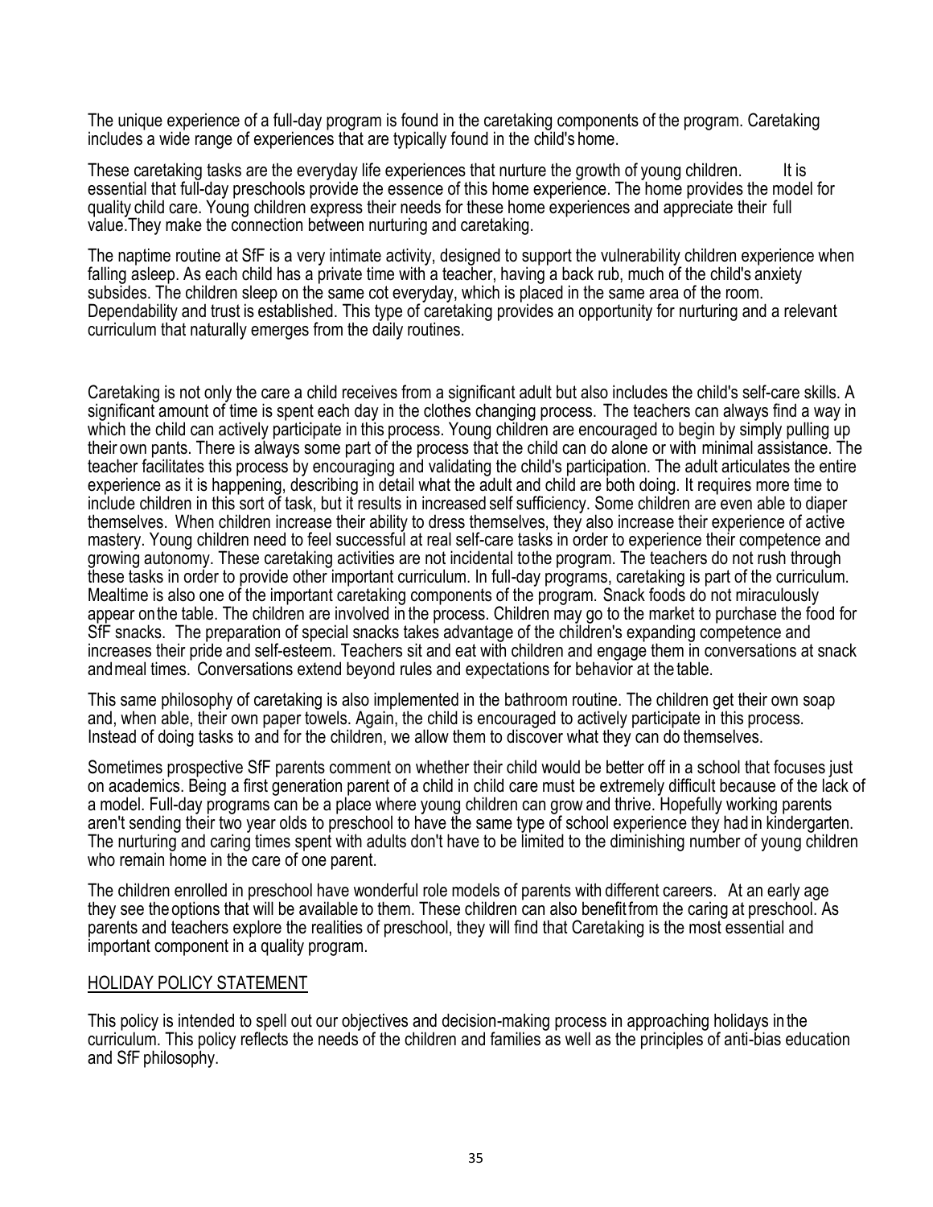The unique experience of a full-day program is found in the caretaking components of the program. Caretaking includes a wide range of experiences that are typically found in the child's home.

These caretaking tasks are the everyday life experiences that nurture the growth of young children. It is essential that full-day preschools provide the essence of this home experience. The home provides the model for quality child care. Young children express their needs for these home experiences and appreciate their full value. They make the connection between nurturing and caretaking.

The naptime routine at SfF is a very intimate activity, designed to support the vulnerability children experience when falling asleep. As each child has a private time with a teacher, having a back rub, much of the child's anxiety subsides. The children sleep on the same cot everyday, which is placed in the same area of the room. Dependability and trust is established. This type of caretaking provides an opportunity for nurturing and a relevant curriculum that naturally emerges from the daily routines.

Caretaking is not only the care a child receives from a significant adult but also includes the child's self-care skills. A significant amount of time is spent each day in the clothes changing process. The teachers can always find a way in which the child can actively participate in this process. Young children are encouraged to begin by simply pulling up their own pants. There is always some part of the process that the child can do alone or with minimal assistance. The teacher facilitates this process by encouraging and validating the child's participation. The adult articulates the entire experience as it is happening, describing in detail what the adult and child are both doing. It requires more time to include children in this sort of task, but it results in increased self sufficiency. Some children are even able to diaper themselves. When children increase their ability to dress themselves, they also increase their experience of active mastery. Young children need to feel successful at real self-care tasks in order to experience their competence and growing autonomy. These caretaking activities are not incidental to the program. The teachers do not rush through these tasks in order to provide other important curriculum. In full-day programs, caretaking is part of the curriculum. Mealtime is also one of the important caretaking components of the program. Snack foods do not miraculously appear on the table. The children are involved in the process. Children may go to the market to purchase the food for SfF snacks. The preparation of special snacks takes advantage of the children's expanding competence and increases their pride and self-esteem. Teachers sit and eat with children and engage them in conversations at snack and meal times. Conversations extend beyond rules and expectations for behavior at the table.

This same philosophy of caretaking is also implemented in the bathroom routine. The children get their own soap and, when able, their own paper towels. Again, the child is encouraged to actively participate in this process. Instead of doing tasks to and for the children, we allow them to discover what they can do themselves.

Sometimes prospective SfF parents comment on whether their child would be better off in a school that focuses just on academics. Being a first generation parent of a child in child care must be extremely difficult because of the lack of a model. Full-day programs can be a place where young children can grow and thrive. Hopefully working parents aren't sending their two year olds to preschool to have the same type of school experience they had in kindergarten. The nurturing and caring times spent with adults don't have to be limited to the diminishing number of young children who remain home in the care of one parent.

The children enrolled in preschool have wonderful role models of parents with different careers. At an early age they see the options that will be available to them. These children can also benefit from the caring at preschool. As parents and teachers explore the realities of preschool, they will find that Caretaking is the most essential and important component in a quality program.

## HOLIDAY POLICY STATEMENT

This policy is intended to spell out our objectives and decision-making process in approaching holidays in the curriculum. This policy reflects the needs of the children and families as well as the principles of anti-bias education and SfF philosophy.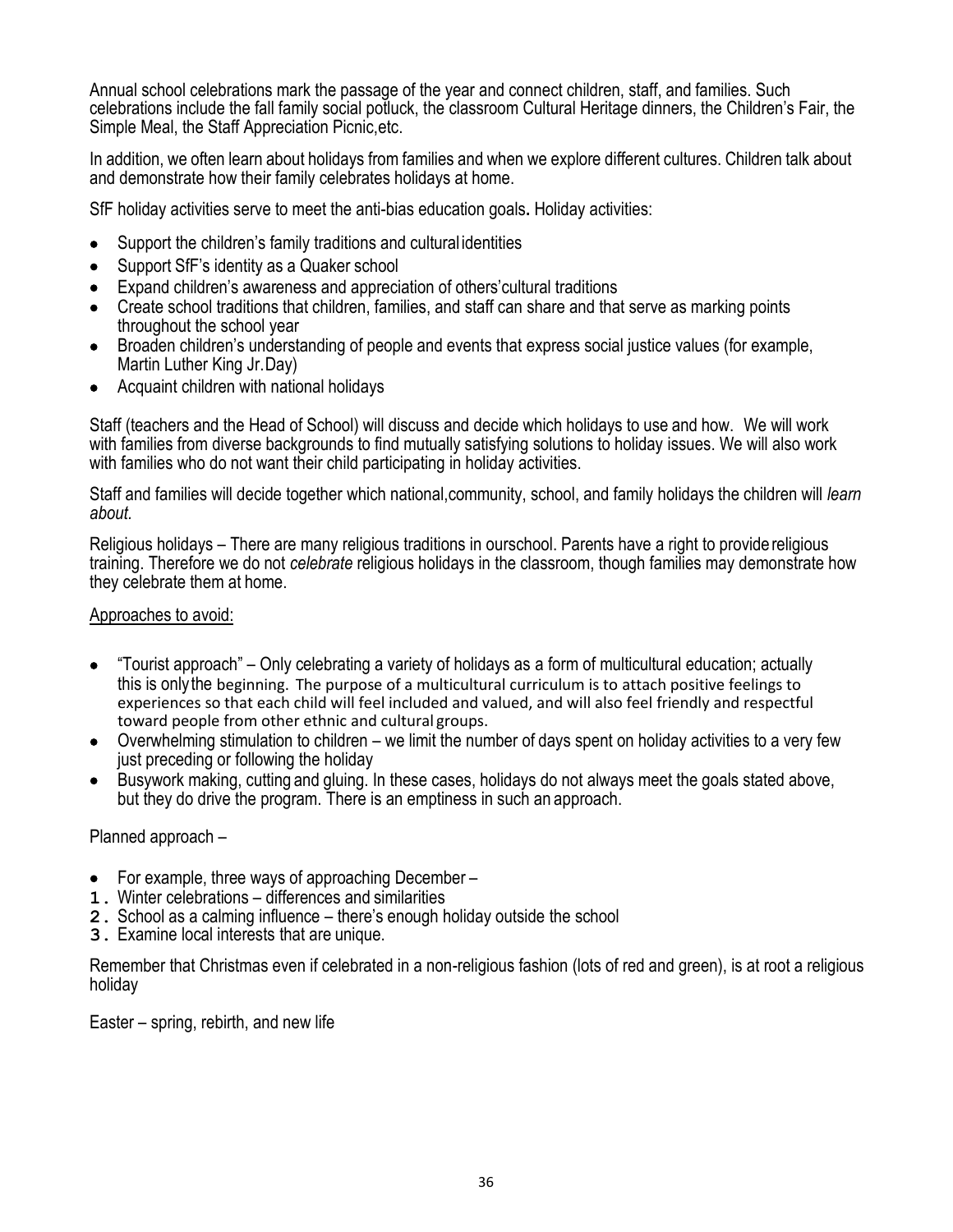Annual school celebrations mark the passage of the year and connect children, staff, and families. Such celebrations include the fall family social potluck, the classroom Cultural Heritage dinners, the Children's Fair, the Simple Meal, the Staff Appreciation Picnic,etc.

In addition, we often learn about holidays from families and when we explore different cultures. Children talk about and demonstrate how their family celebrates holidays at home.

SfF holiday activities serve to meet the anti-bias education goals**.** Holiday activities:

- Support the children's family traditions and cultural identities
- Support SfF's identity as a Quaker school
- Expand children's awareness and appreciation of others'cultural traditions
- Create school traditions that children, families, and staff can share and that serve as marking points throughout the school year
- Broaden children's understanding of people and events that express social justice values (for example, Martin Luther King Jr.Day)
- Acquaint children with national holidays

Staff (teachers and the Head of School) will discuss and decide which holidays to use and how. We will work with families from diverse backgrounds to find mutually satisfying solutions to holiday issues. We will also work with families who do not want their child participating in holiday activities.

Staff and families will decide together which national,community, school, and family holidays the children will *learn about.*

Religious holidays – There are many religious traditions in ourschool. Parents have a right to provide religious training. Therefore we do not *celebrate* religious holidays in the classroom, though families may demonstrate how they celebrate them at home.

<u>Approaches to avoid:</u>

- "Tourist approach" – Only celebrating a variety of holidays as a form of multicultural education; actually this is only the beginning. The purpose of a multicultural curriculum is to attach positive feelings to experiences so that each child will feel included and valued, and will also feel friendly and respectful toward people from other ethnic and cultural groups.
- Overwhelming stimulation to children – we limit the number of days spent on holiday activities to a very few just preceding or following the holiday
- Busywork making, cutting and gluing. In these cases, holidays do not always meet the goals stated above, but they do drive the program. There is an emptiness in such an approach.

Planned approach –

- For example, three ways of approaching December –

1. Winter celebrations – differences and similarities
2. School as a calming influence – there's enough holiday outside the school
3. Examine local interests that are unique.

Remember that Christmas even if celebrated in a non-religious fashion (lots of red and green), is at root a religious holiday

Easter – spring, rebirth, and new life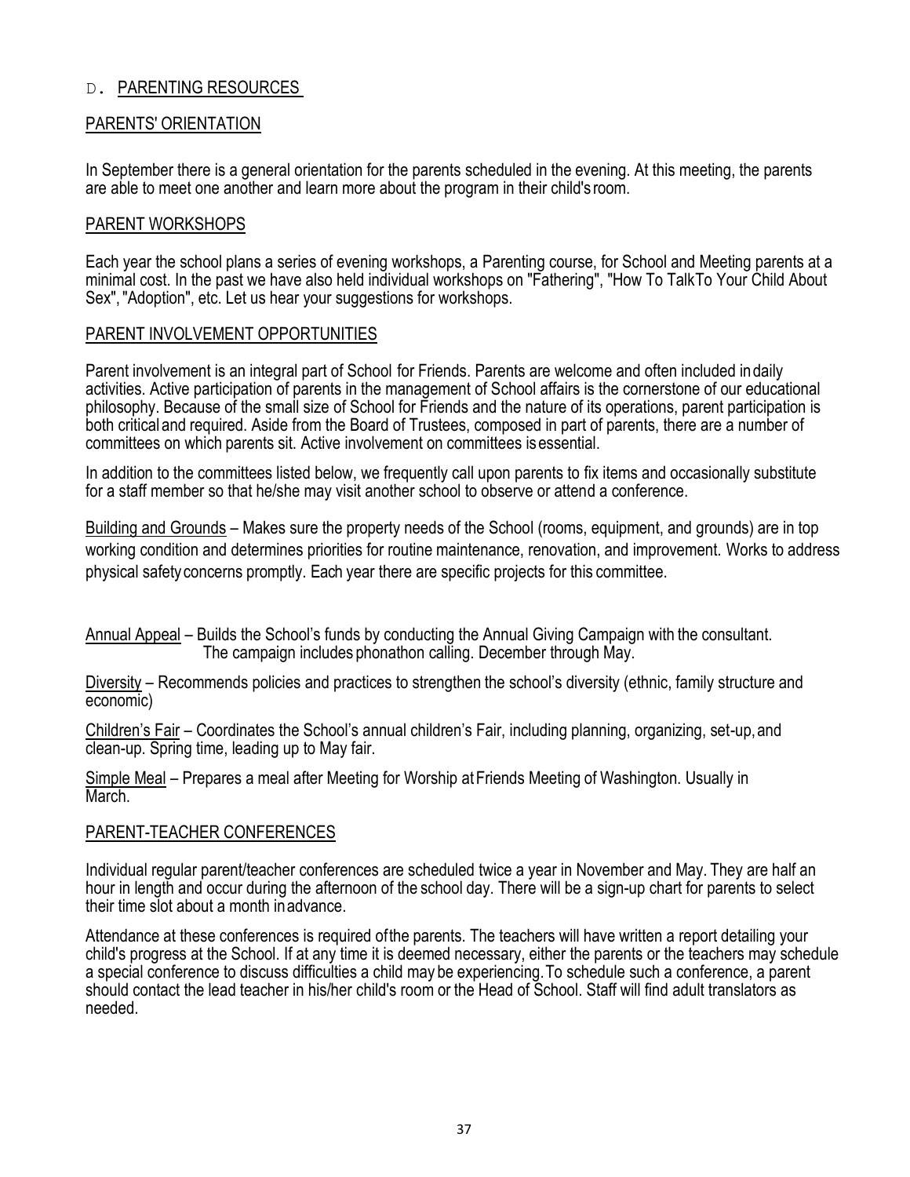## D. PARENTING RESOURCES

### PARENTS' ORIENTATION

In September there is a general orientation for the parents scheduled in the evening. At this meeting, the parents are able to meet one another and learn more about the program in their child's room.

### PARENT WORKSHOPS

Each year the school plans a series of evening workshops, a Parenting course, for School and Meeting parents at a minimal cost. In the past we have also held individual workshops on "Fathering", "How To TalkTo Your Child About Sex", "Adoption", etc. Let us hear your suggestions for workshops.

### PARENT INVOLVEMENT OPPORTUNITIES

Parent involvement is an integral part of School for Friends. Parents are welcome and often included in daily activities. Active participation of parents in the management of School affairs is the cornerstone of our educational philosophy. Because of the small size of School for Friends and the nature of its operations, parent participation is both critical and required. Aside from the Board of Trustees, composed in part of parents, there are a number of committees on which parents sit. Active involvement on committees is essential.

In addition to the committees listed below, we frequently call upon parents to fix items and occasionally substitute for a staff member so that he/she may visit another school to observe or attend a conference.

Building and Grounds – Makes sure the property needs of the School (rooms, equipment, and grounds) are in top working condition and determines priorities for routine maintenance, renovation, and improvement. Works to address physical safety concerns promptly. Each year there are specific projects for this committee.

Annual Appeal – Builds the School's funds by conducting the Annual Giving Campaign with the consultant. The campaign includes phonathon calling. December through May.

Diversity – Recommends policies and practices to strengthen the school's diversity (ethnic, family structure and economic)

Children's Fair – Coordinates the School's annual children's Fair, including planning, organizing, set-up, and clean-up. Spring time, leading up to May fair.

Simple Meal – Prepares a meal after Meeting for Worship at Friends Meeting of Washington. Usually in March.

### PARENT-TEACHER CONFERENCES

Individual regular parent/teacher conferences are scheduled twice a year in November and May. They are half an hour in length and occur during the afternoon of the school day. There will be a sign-up chart for parents to select their time slot about a month in advance.

Attendance at these conferences is required of the parents. The teachers will have written a report detailing your child's progress at the School. If at any time it is deemed necessary, either the parents or the teachers may schedule a special conference to discuss difficulties a child may be experiencing. To schedule such a conference, a parent should contact the lead teacher in his/her child's room or the Head of School. Staff will find adult translators as needed.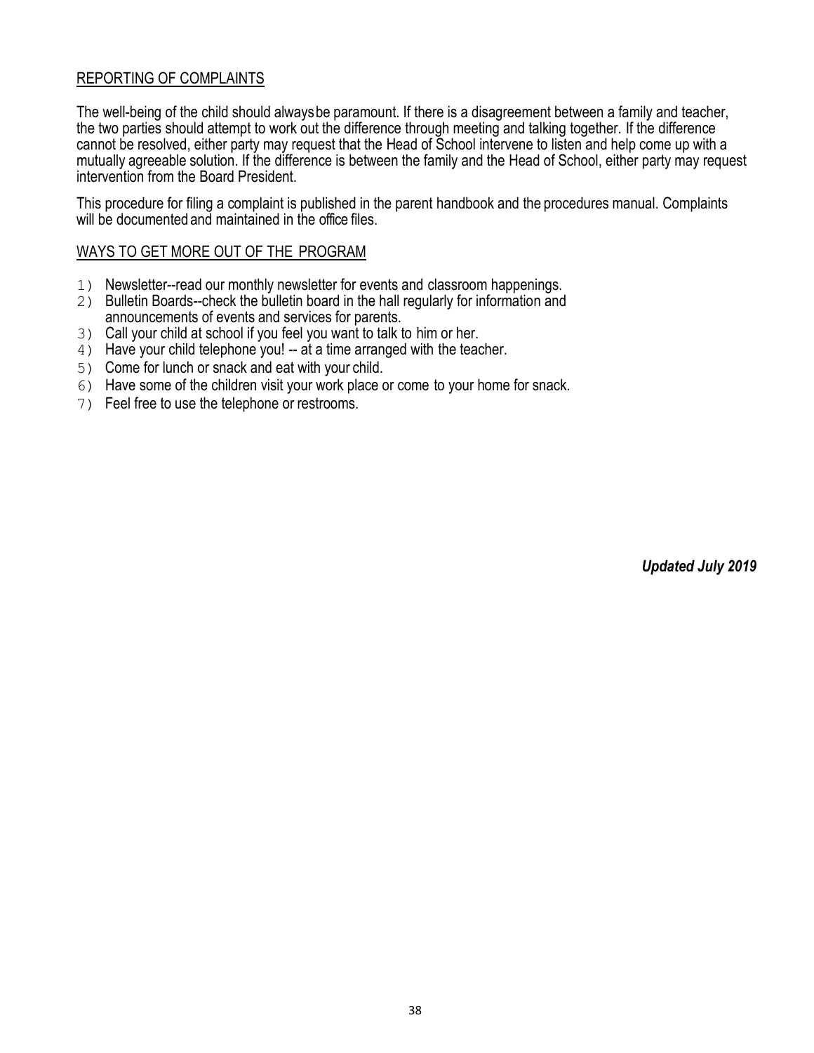## REPORTING OF COMPLAINTS

The well-being of the child should always be paramount. If there is a disagreement between a family and teacher, the two parties should attempt to work out the difference through meeting and talking together. If the difference cannot be resolved, either party may request that the Head of School intervene to listen and help come up with a mutually agreeable solution. If the difference is between the family and the Head of School, either party may request intervention from the Board President.

This procedure for filing a complaint is published in the parent handbook and the procedures manual. Complaints will be documented and maintained in the office files.

## WAYS TO GET MORE OUT OF THE PROGRAM

1) Newsletter--read our monthly newsletter for events and classroom happenings.
2) Bulletin Boards--check the bulletin board in the hall regularly for information and announcements of events and services for parents.
3) Call your child at school if you feel you want to talk to him or her.
4) Have your child telephone you! -- at a time arranged with the teacher.
5) Come for lunch or snack and eat with your child.
6) Have some of the children visit your work place or come to your home for snack.
7) Feel free to use the telephone or restrooms.

***Updated July 2019***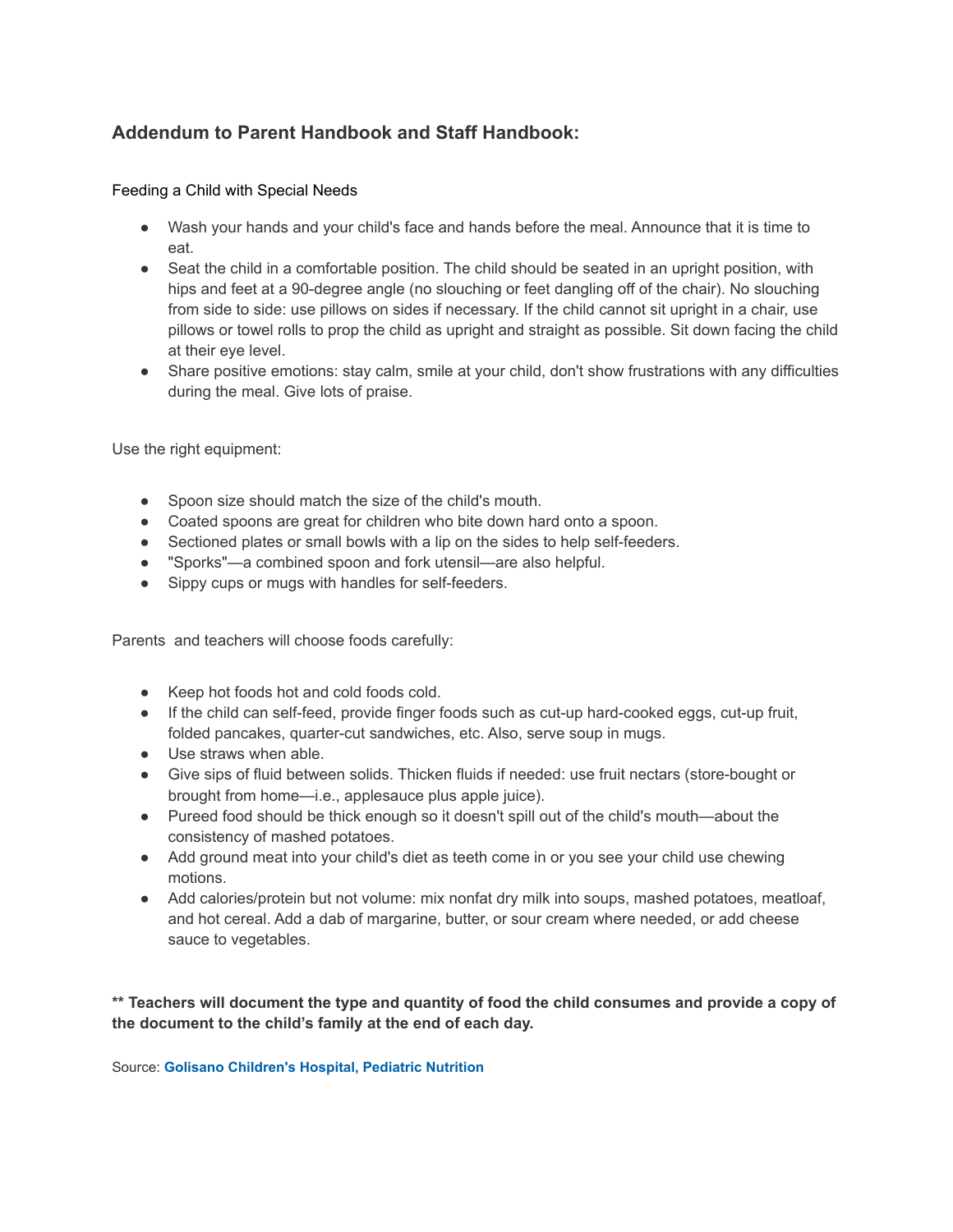## Addendum to Parent Handbook and Staff Handbook:

Feeding a Child with Special Needs

- Wash your hands and your child's face and hands before the meal. Announce that it is time to eat.
- Seat the child in a comfortable position. The child should be seated in an upright position, with hips and feet at a 90-degree angle (no slouching or feet dangling off of the chair). No slouching from side to side: use pillows on sides if necessary. If the child cannot sit upright in a chair, use pillows or towel rolls to prop the child as upright and straight as possible. Sit down facing the child at their eye level.
- Share positive emotions: stay calm, smile at your child, don't show frustrations with any difficulties during the meal. Give lots of praise.

Use the right equipment:

- Spoon size should match the size of the child's mouth.
- Coated spoons are great for children who bite down hard onto a spoon.
- Sectioned plates or small bowls with a lip on the sides to help self-feeders.
- "Sporks"—a combined spoon and fork utensil—are also helpful.
- Sippy cups or mugs with handles for self-feeders.

Parents and teachers will choose foods carefully:

- Keep hot foods hot and cold foods cold.
- If the child can self-feed, provide finger foods such as cut-up hard-cooked eggs, cut-up fruit, folded pancakes, quarter-cut sandwiches, etc. Also, serve soup in mugs.
- Use straws when able.
- Give sips of fluid between solids. Thicken fluids if needed: use fruit nectars (store-bought or brought from home—i.e., applesauce plus apple juice).
- Pureed food should be thick enough so it doesn't spill out of the child's mouth—about the consistency of mashed potatoes.
- Add ground meat into your child's diet as teeth come in or you see your child use chewing motions.
- Add calories/protein but not volume: mix nonfat dry milk into soups, mashed potatoes, meatloaf, and hot cereal. Add a dab of margarine, butter, or sour cream where needed, or add cheese sauce to vegetables.

**** Teachers will document the type and quantity of food the child consumes and provide a copy of the document to the child's family at the end of each day.**

Source: **Golisano Children's Hospital, Pediatric Nutrition**